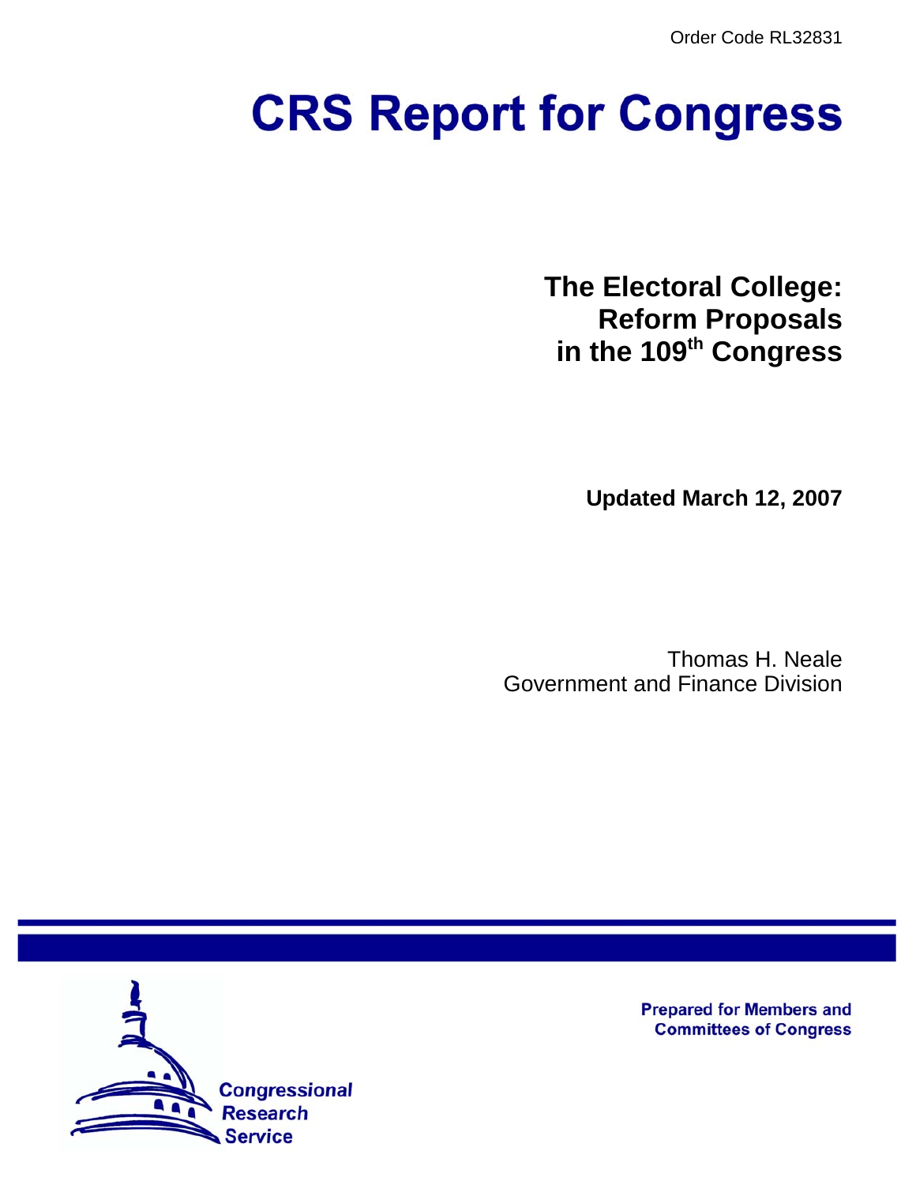Order Code RL32831

# CRS Report for Congress

## The Electoral College: Reform Proposals in the 109th Congress

**Updated March 12, 2007**

Thomas H. Neale
Government and Finance Division

Prepared for Members and Committees of Congress

Congressional Research Service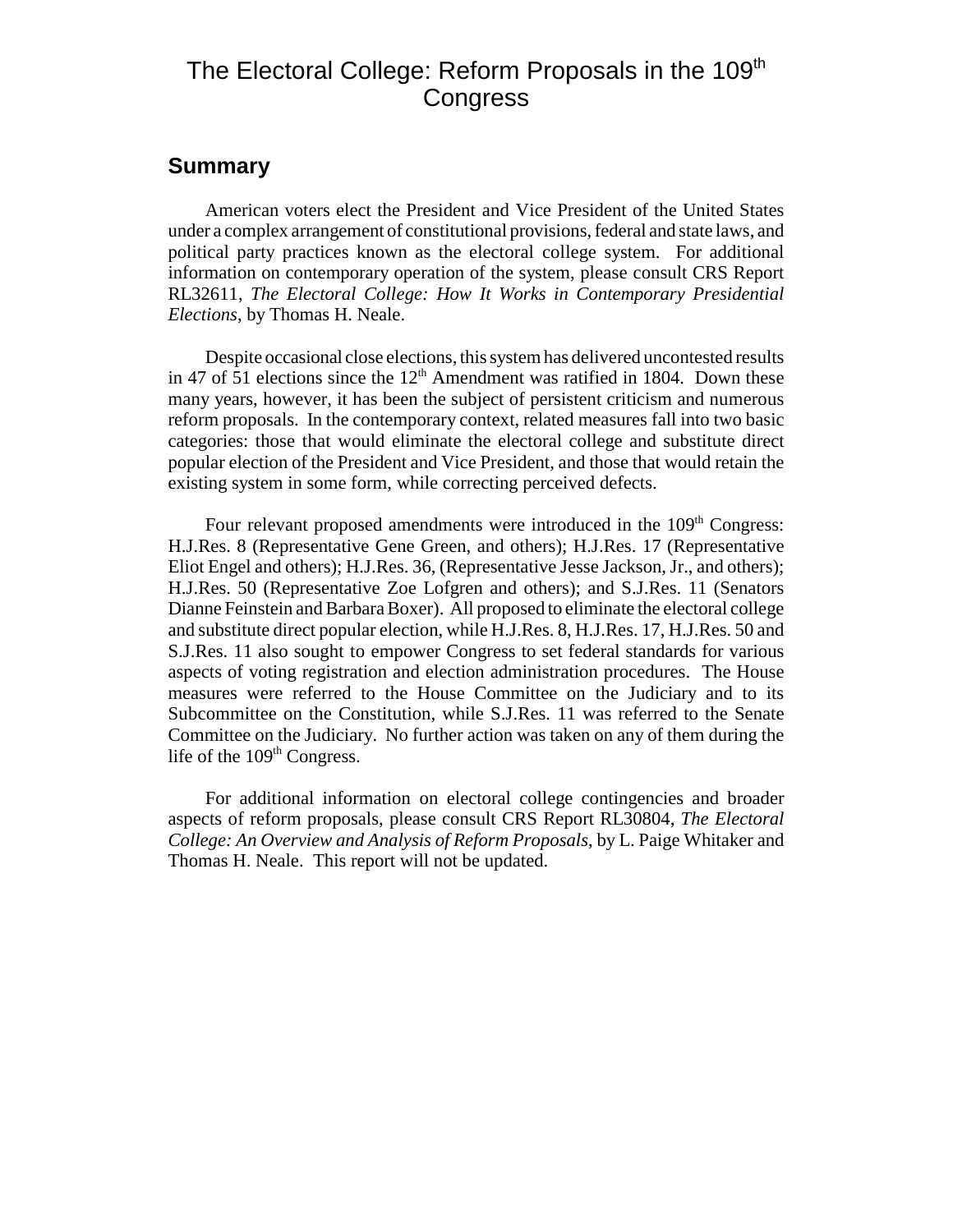# The Electoral College: Reform Proposals in the 109th Congress

## Summary

American voters elect the President and Vice President of the United States under a complex arrangement of constitutional provisions, federal and state laws, and political party practices known as the electoral college system. For additional information on contemporary operation of the system, please consult CRS Report RL32611, *The Electoral College: How It Works in Contemporary Presidential Elections*, by Thomas H. Neale.

Despite occasional close elections, this system has delivered uncontested results in 47 of 51 elections since the 12th Amendment was ratified in 1804. Down these many years, however, it has been the subject of persistent criticism and numerous reform proposals. In the contemporary context, related measures fall into two basic categories: those that would eliminate the electoral college and substitute direct popular election of the President and Vice President, and those that would retain the existing system in some form, while correcting perceived defects.

Four relevant proposed amendments were introduced in the 109th Congress: H.J.Res. 8 (Representative Gene Green, and others); H.J.Res. 17 (Representative Eliot Engel and others); H.J.Res. 36, (Representative Jesse Jackson, Jr., and others); H.J.Res. 50 (Representative Zoe Lofgren and others); and S.J.Res. 11 (Senators Dianne Feinstein and Barbara Boxer). All proposed to eliminate the electoral college and substitute direct popular election, while H.J.Res. 8, H.J.Res. 17, H.J.Res. 50 and S.J.Res. 11 also sought to empower Congress to set federal standards for various aspects of voting registration and election administration procedures. The House measures were referred to the House Committee on the Judiciary and to its Subcommittee on the Constitution, while S.J.Res. 11 was referred to the Senate Committee on the Judiciary. No further action was taken on any of them during the life of the 109th Congress.

For additional information on electoral college contingencies and broader aspects of reform proposals, please consult CRS Report RL30804, *The Electoral College: An Overview and Analysis of Reform Proposals*, by L. Paige Whitaker and Thomas H. Neale. This report will not be updated.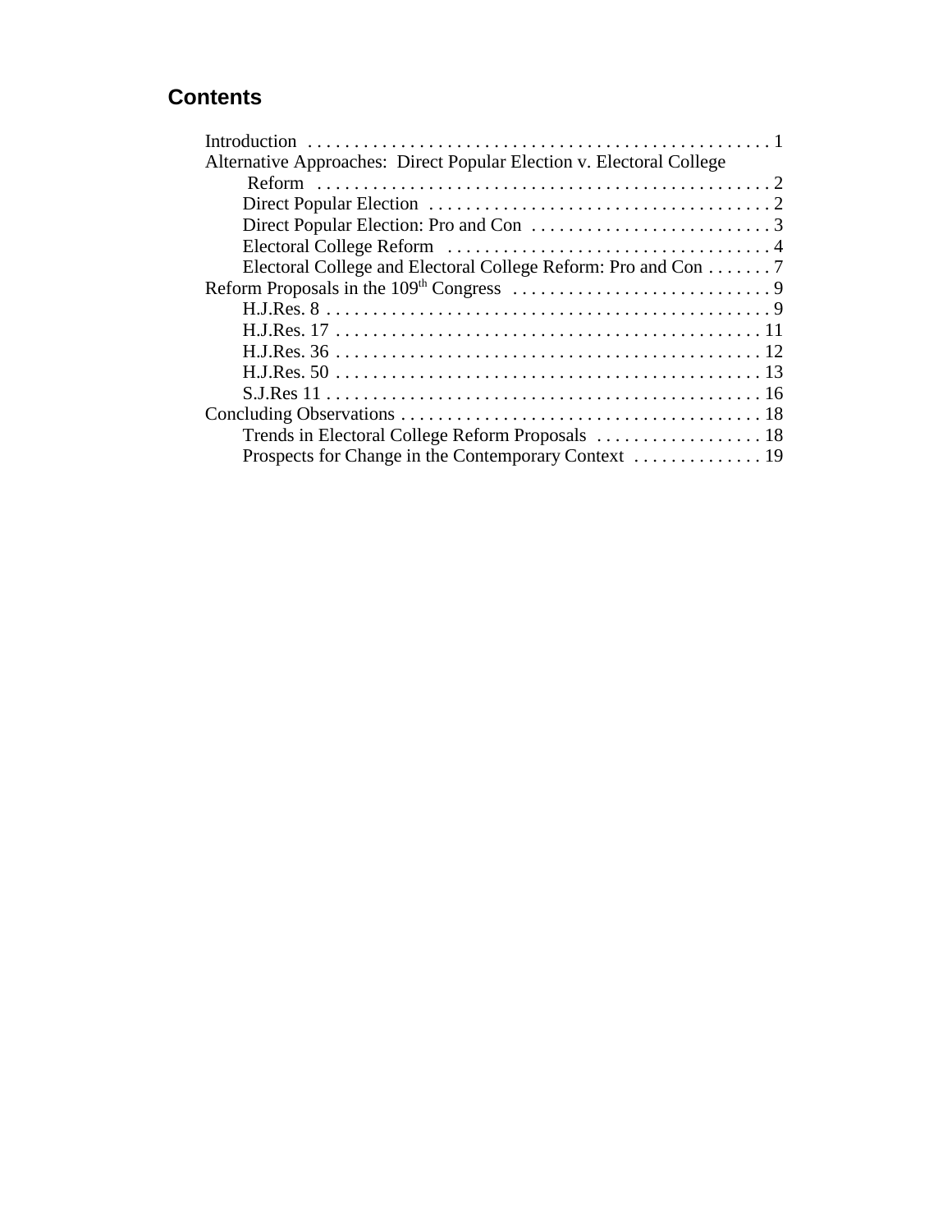## Contents

- Introduction . . . . . . . . . . . . . . . . . . . . . . . . . . . . . . . . . . . . . . . . . . . . . . . . . . 1
- Alternative Approaches: Direct Popular Election v. Electoral College Reform . . . . . . . . . . . . . . . . . . . . . . . . . . . . . . . . . . . . . . . . . . . . . . . . . 2
  - Direct Popular Election . . . . . . . . . . . . . . . . . . . . . . . . . . . . . . . . . . . . . 2
  - Direct Popular Election: Pro and Con . . . . . . . . . . . . . . . . . . . . . . . . . . 3
  - Electoral College Reform . . . . . . . . . . . . . . . . . . . . . . . . . . . . . . . . . . . 4
  - Electoral College and Electoral College Reform: Pro and Con . . . . . . . 7
- Reform Proposals in the 109th Congress . . . . . . . . . . . . . . . . . . . . . . . . . . . . 9
  - H.J.Res. 8 . . . . . . . . . . . . . . . . . . . . . . . . . . . . . . . . . . . . . . . . . . . . . . . . 9
  - H.J.Res. 17 . . . . . . . . . . . . . . . . . . . . . . . . . . . . . . . . . . . . . . . . . . . . . . 11
  - H.J.Res. 36 . . . . . . . . . . . . . . . . . . . . . . . . . . . . . . . . . . . . . . . . . . . . . . 12
  - H.J.Res. 50 . . . . . . . . . . . . . . . . . . . . . . . . . . . . . . . . . . . . . . . . . . . . . . 13
  - S.J.Res 11 . . . . . . . . . . . . . . . . . . . . . . . . . . . . . . . . . . . . . . . . . . . . . . . 16
- Concluding Observations . . . . . . . . . . . . . . . . . . . . . . . . . . . . . . . . . . . . . . . 18
  - Trends in Electoral College Reform Proposals . . . . . . . . . . . . . . . . . . 18
  - Prospects for Change in the Contemporary Context . . . . . . . . . . . . . . 19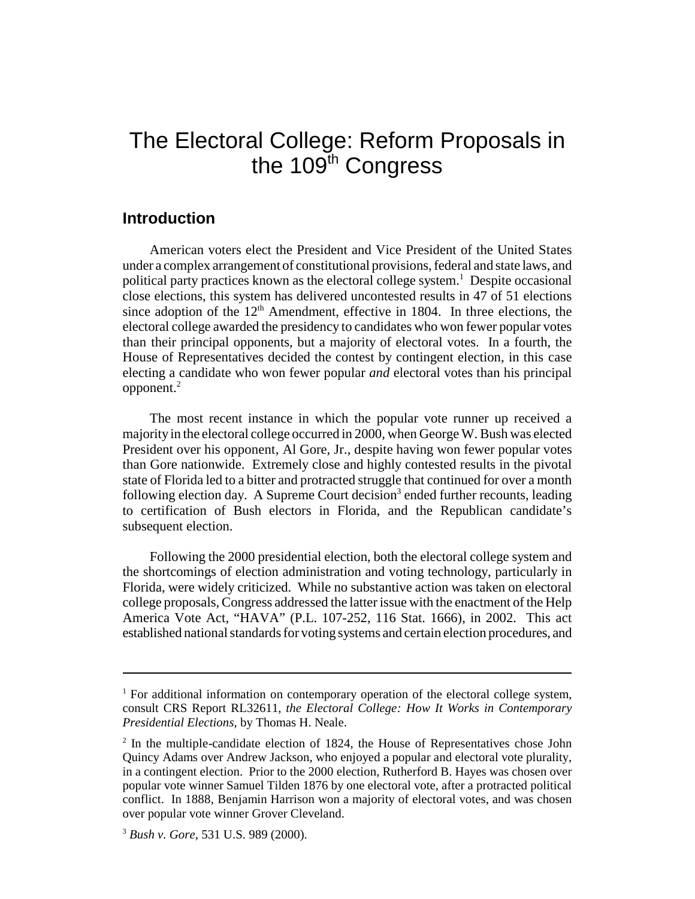# The Electoral College: Reform Proposals in the 109[th] Congress

## Introduction

American voters elect the President and Vice President of the United States under a complex arrangement of constitutional provisions, federal and state laws, and political party practices known as the electoral college system.[1] Despite occasional close elections, this system has delivered uncontested results in 47 of 51 elections since adoption of the 12[th] Amendment, effective in 1804. In three elections, the electoral college awarded the presidency to candidates who won fewer popular votes than their principal opponents, but a majority of electoral votes. In a fourth, the House of Representatives decided the contest by contingent election, in this case electing a candidate who won fewer popular *and* electoral votes than his principal opponent.[2]

The most recent instance in which the popular vote runner up received a majority in the electoral college occurred in 2000, when George W. Bush was elected President over his opponent, Al Gore, Jr., despite having won fewer popular votes than Gore nationwide. Extremely close and highly contested results in the pivotal state of Florida led to a bitter and protracted struggle that continued for over a month following election day. A Supreme Court decision[3] ended further recounts, leading to certification of Bush electors in Florida, and the Republican candidate's subsequent election.

Following the 2000 presidential election, both the electoral college system and the shortcomings of election administration and voting technology, particularly in Florida, were widely criticized. While no substantive action was taken on electoral college proposals, Congress addressed the latter issue with the enactment of the Help America Vote Act, "HAVA" (P.L. 107-252, 116 Stat. 1666), in 2002. This act established national standards for voting systems and certain election procedures, and

---

[1] For additional information on contemporary operation of the electoral college system, consult CRS Report RL32611, *the Electoral College: How It Works in Contemporary Presidential Elections*, by Thomas H. Neale.

[2] In the multiple-candidate election of 1824, the House of Representatives chose John Quincy Adams over Andrew Jackson, who enjoyed a popular and electoral vote plurality, in a contingent election. Prior to the 2000 election, Rutherford B. Hayes was chosen over popular vote winner Samuel Tilden 1876 by one electoral vote, after a protracted political conflict. In 1888, Benjamin Harrison won a majority of electoral votes, and was chosen over popular vote winner Grover Cleveland.

[3] *Bush v. Gore*, 531 U.S. 989 (2000).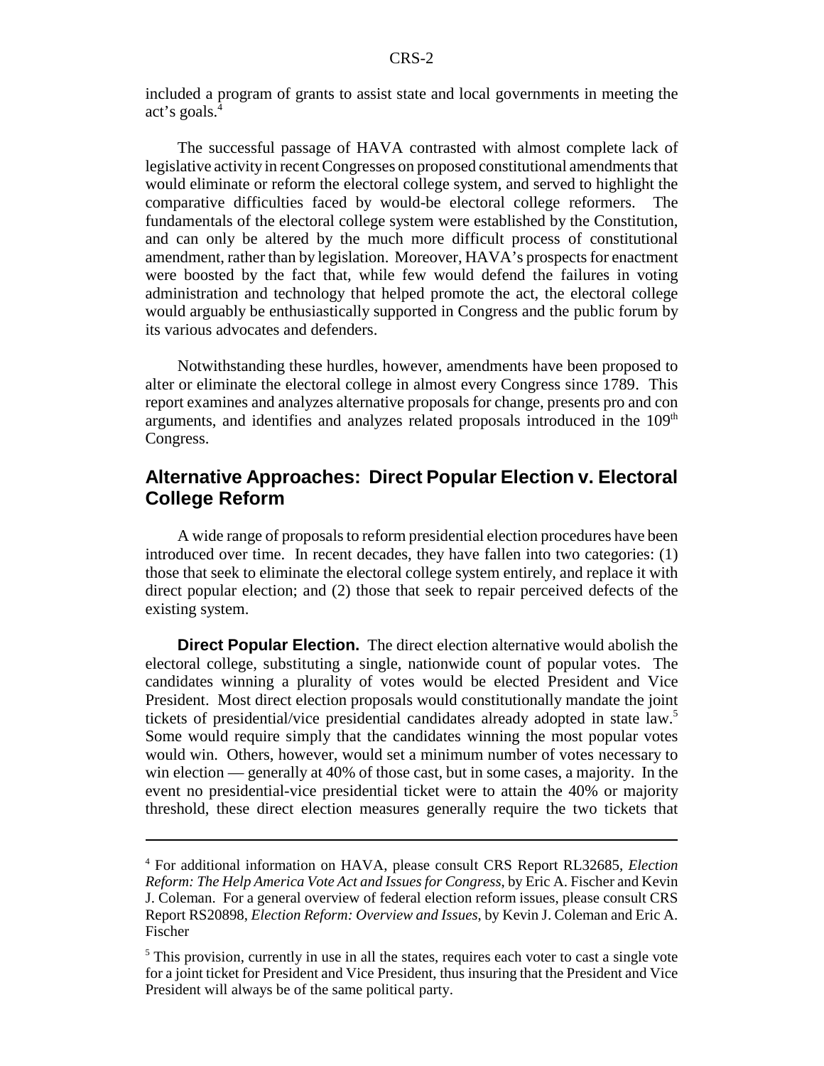included a program of grants to assist state and local governments in meeting the act's goals.[4]

The successful passage of HAVA contrasted with almost complete lack of legislative activity in recent Congresses on proposed constitutional amendments that would eliminate or reform the electoral college system, and served to highlight the comparative difficulties faced by would-be electoral college reformers. The fundamentals of the electoral college system were established by the Constitution, and can only be altered by the much more difficult process of constitutional amendment, rather than by legislation. Moreover, HAVA's prospects for enactment were boosted by the fact that, while few would defend the failures in voting administration and technology that helped promote the act, the electoral college would arguably be enthusiastically supported in Congress and the public forum by its various advocates and defenders.

Notwithstanding these hurdles, however, amendments have been proposed to alter or eliminate the electoral college in almost every Congress since 1789. This report examines and analyzes alternative proposals for change, presents pro and con arguments, and identifies and analyzes related proposals introduced in the 109th Congress.

## Alternative Approaches: Direct Popular Election v. Electoral College Reform

A wide range of proposals to reform presidential election procedures have been introduced over time. In recent decades, they have fallen into two categories: (1) those that seek to eliminate the electoral college system entirely, and replace it with direct popular election; and (2) those that seek to repair perceived defects of the existing system.

**Direct Popular Election.** The direct election alternative would abolish the electoral college, substituting a single, nationwide count of popular votes. The candidates winning a plurality of votes would be elected President and Vice President. Most direct election proposals would constitutionally mandate the joint tickets of presidential/vice presidential candidates already adopted in state law.[5] Some would require simply that the candidates winning the most popular votes would win. Others, however, would set a minimum number of votes necessary to win election — generally at 40% of those cast, but in some cases, a majority. In the event no presidential-vice presidential ticket were to attain the 40% or majority threshold, these direct election measures generally require the two tickets that

---

[4] For additional information on HAVA, please consult CRS Report RL32685, *Election Reform: The Help America Vote Act and Issues for Congress*, by Eric A. Fischer and Kevin J. Coleman. For a general overview of federal election reform issues, please consult CRS Report RS20898, *Election Reform: Overview and Issues*, by Kevin J. Coleman and Eric A. Fischer

[5] This provision, currently in use in all the states, requires each voter to cast a single vote for a joint ticket for President and Vice President, thus insuring that the President and Vice President will always be of the same political party.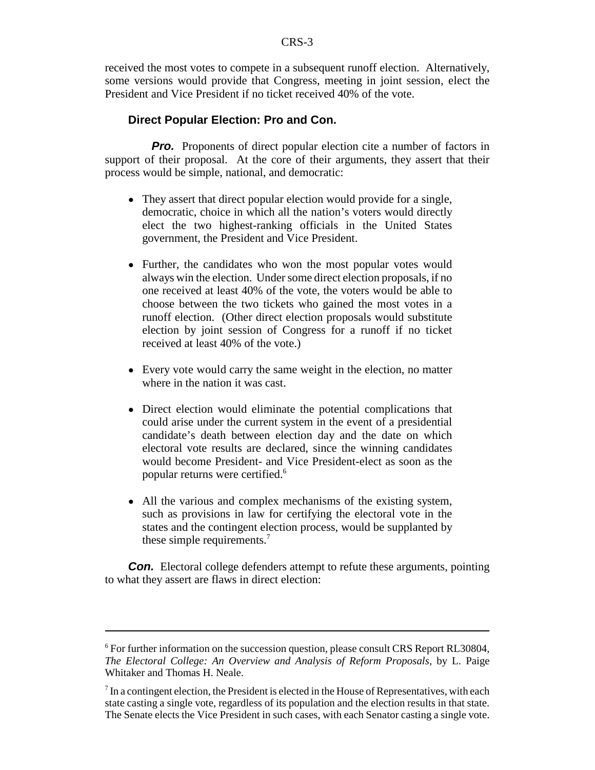received the most votes to compete in a subsequent runoff election. Alternatively, some versions would provide that Congress, meeting in joint session, elect the President and Vice President if no ticket received 40% of the vote.

### Direct Popular Election: Pro and Con.

***Pro.*** Proponents of direct popular election cite a number of factors in support of their proposal. At the core of their arguments, they assert that their process would be simple, national, and democratic:

- They assert that direct popular election would provide for a single, democratic, choice in which all the nation's voters would directly elect the two highest-ranking officials in the United States government, the President and Vice President.

- Further, the candidates who won the most popular votes would always win the election. Under some direct election proposals, if no one received at least 40% of the vote, the voters would be able to choose between the two tickets who gained the most votes in a runoff election. (Other direct election proposals would substitute election by joint session of Congress for a runoff if no ticket received at least 40% of the vote.)

- Every vote would carry the same weight in the election, no matter where in the nation it was cast.

- Direct election would eliminate the potential complications that could arise under the current system in the event of a presidential candidate's death between election day and the date on which electoral vote results are declared, since the winning candidates would become President- and Vice President-elect as soon as the popular returns were certified.[6]

- All the various and complex mechanisms of the existing system, such as provisions in law for certifying the electoral vote in the states and the contingent election process, would be supplanted by these simple requirements.[7]

***Con.*** Electoral college defenders attempt to refute these arguments, pointing to what they assert are flaws in direct election:

---

[6] For further information on the succession question, please consult CRS Report RL30804, *The Electoral College: An Overview and Analysis of Reform Proposals*, by L. Paige Whitaker and Thomas H. Neale.

[7] In a contingent election, the President is elected in the House of Representatives, with each state casting a single vote, regardless of its population and the election results in that state. The Senate elects the Vice President in such cases, with each Senator casting a single vote.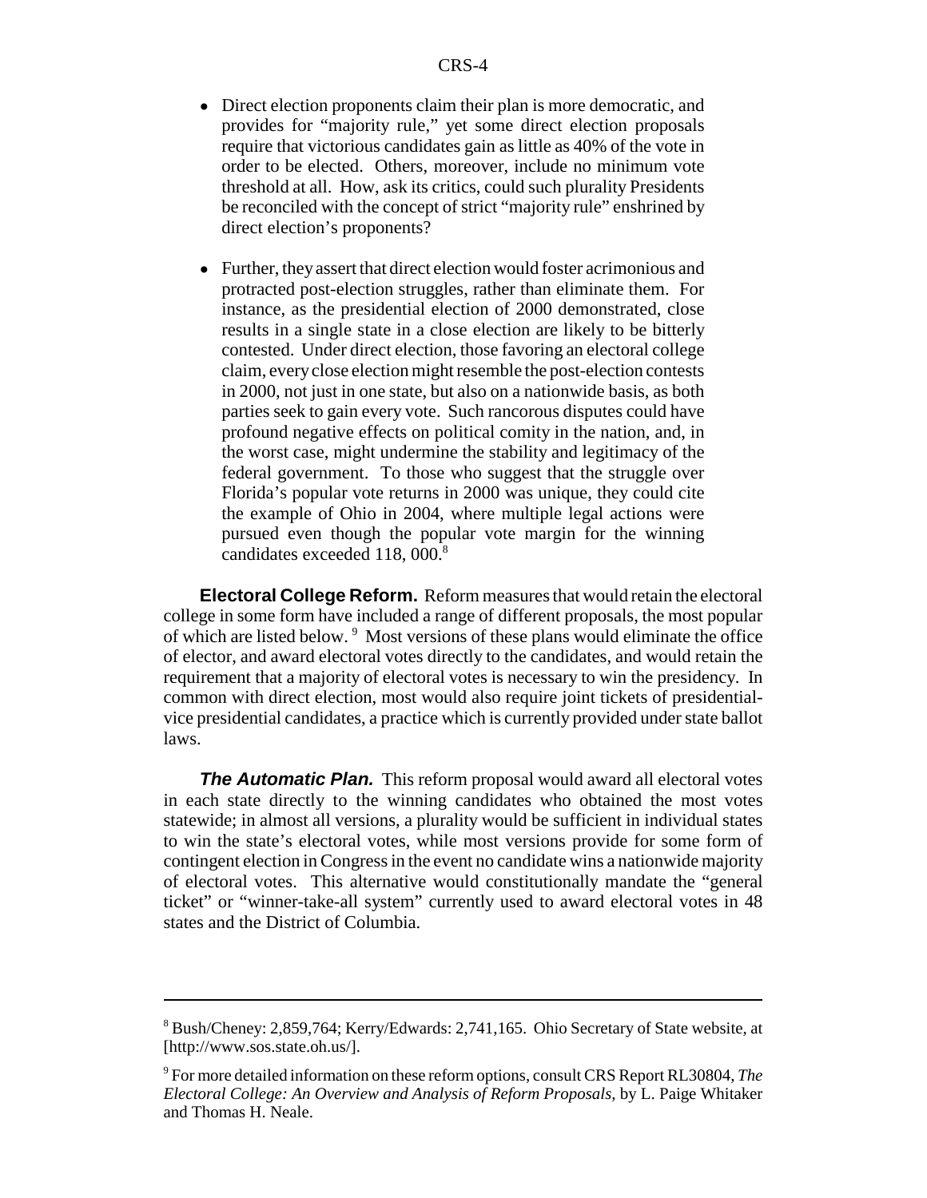- Direct election proponents claim their plan is more democratic, and provides for "majority rule," yet some direct election proposals require that victorious candidates gain as little as 40% of the vote in order to be elected. Others, moreover, include no minimum vote threshold at all. How, ask its critics, could such plurality Presidents be reconciled with the concept of strict "majority rule" enshrined by direct election's proponents?

- Further, they assert that direct election would foster acrimonious and protracted post-election struggles, rather than eliminate them. For instance, as the presidential election of 2000 demonstrated, close results in a single state in a close election are likely to be bitterly contested. Under direct election, those favoring an electoral college claim, every close election might resemble the post-election contests in 2000, not just in one state, but also on a nationwide basis, as both parties seek to gain every vote. Such rancorous disputes could have profound negative effects on political comity in the nation, and, in the worst case, might undermine the stability and legitimacy of the federal government. To those who suggest that the struggle over Florida's popular vote returns in 2000 was unique, they could cite the example of Ohio in 2004, where multiple legal actions were pursued even though the popular vote margin for the winning candidates exceeded 118, 000.[8]

**Electoral College Reform.** Reform measures that would retain the electoral college in some form have included a range of different proposals, the most popular of which are listed below. [9] Most versions of these plans would eliminate the office of elector, and award electoral votes directly to the candidates, and would retain the requirement that a majority of electoral votes is necessary to win the presidency. In common with direct election, most would also require joint tickets of presidential-vice presidential candidates, a practice which is currently provided under state ballot laws.

***The Automatic Plan.*** This reform proposal would award all electoral votes in each state directly to the winning candidates who obtained the most votes statewide; in almost all versions, a plurality would be sufficient in individual states to win the state's electoral votes, while most versions provide for some form of contingent election in Congress in the event no candidate wins a nationwide majority of electoral votes. This alternative would constitutionally mandate the "general ticket" or "winner-take-all system" currently used to award electoral votes in 48 states and the District of Columbia.

---

[8] Bush/Cheney: 2,859,764; Kerry/Edwards: 2,741,165. Ohio Secretary of State website, at [http://www.sos.state.oh.us/].

[9] For more detailed information on these reform options, consult CRS Report RL30804, *The Electoral College: An Overview and Analysis of Reform Proposals*, by L. Paige Whitaker and Thomas H. Neale.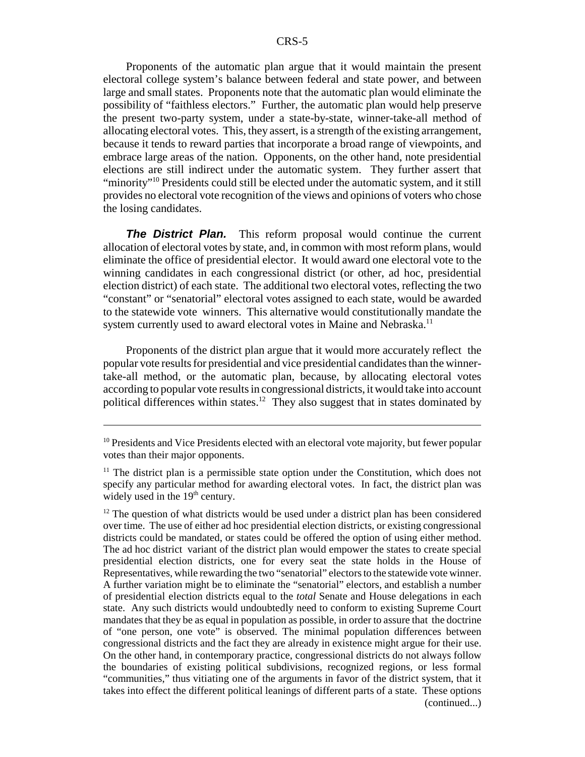Proponents of the automatic plan argue that it would maintain the present electoral college system's balance between federal and state power, and between large and small states. Proponents note that the automatic plan would eliminate the possibility of "faithless electors." Further, the automatic plan would help preserve the present two-party system, under a state-by-state, winner-take-all method of allocating electoral votes. This, they assert, is a strength of the existing arrangement, because it tends to reward parties that incorporate a broad range of viewpoints, and embrace large areas of the nation. Opponents, on the other hand, note presidential elections are still indirect under the automatic system. They further assert that "minority"[10] Presidents could still be elected under the automatic system, and it still provides no electoral vote recognition of the views and opinions of voters who chose the losing candidates.

***The District Plan.*** This reform proposal would continue the current allocation of electoral votes by state, and, in common with most reform plans, would eliminate the office of presidential elector. It would award one electoral vote to the winning candidates in each congressional district (or other, ad hoc, presidential election district) of each state. The additional two electoral votes, reflecting the two "constant" or "senatorial" electoral votes assigned to each state, would be awarded to the statewide vote winners. This alternative would constitutionally mandate the system currently used to award electoral votes in Maine and Nebraska.[11]

Proponents of the district plan argue that it would more accurately reflect the popular vote results for presidential and vice presidential candidates than the winner-take-all method, or the automatic plan, because, by allocating electoral votes according to popular vote results in congressional districts, it would take into account political differences within states.[12] They also suggest that in states dominated by

---

[10] Presidents and Vice Presidents elected with an electoral vote majority, but fewer popular votes than their major opponents.

[11] The district plan is a permissible state option under the Constitution, which does not specify any particular method for awarding electoral votes. In fact, the district plan was widely used in the 19th century.

[12] The question of what districts would be used under a district plan has been considered over time. The use of either ad hoc presidential election districts, or existing congressional districts could be mandated, or states could be offered the option of using either method. The ad hoc district variant of the district plan would empower the states to create special presidential election districts, one for every seat the state holds in the House of Representatives, while rewarding the two "senatorial" electors to the statewide vote winner. A further variation might be to eliminate the "senatorial" electors, and establish a number of presidential election districts equal to the *total* Senate and House delegations in each state. Any such districts would undoubtedly need to conform to existing Supreme Court mandates that they be as equal in population as possible, in order to assure that the doctrine of "one person, one vote" is observed. The minimal population differences between congressional districts and the fact they are already in existence might argue for their use. On the other hand, in contemporary practice, congressional districts do not always follow the boundaries of existing political subdivisions, recognized regions, or less formal "communities," thus vitiating one of the arguments in favor of the district system, that it takes into effect the different political leanings of different parts of a state. These options (continued...)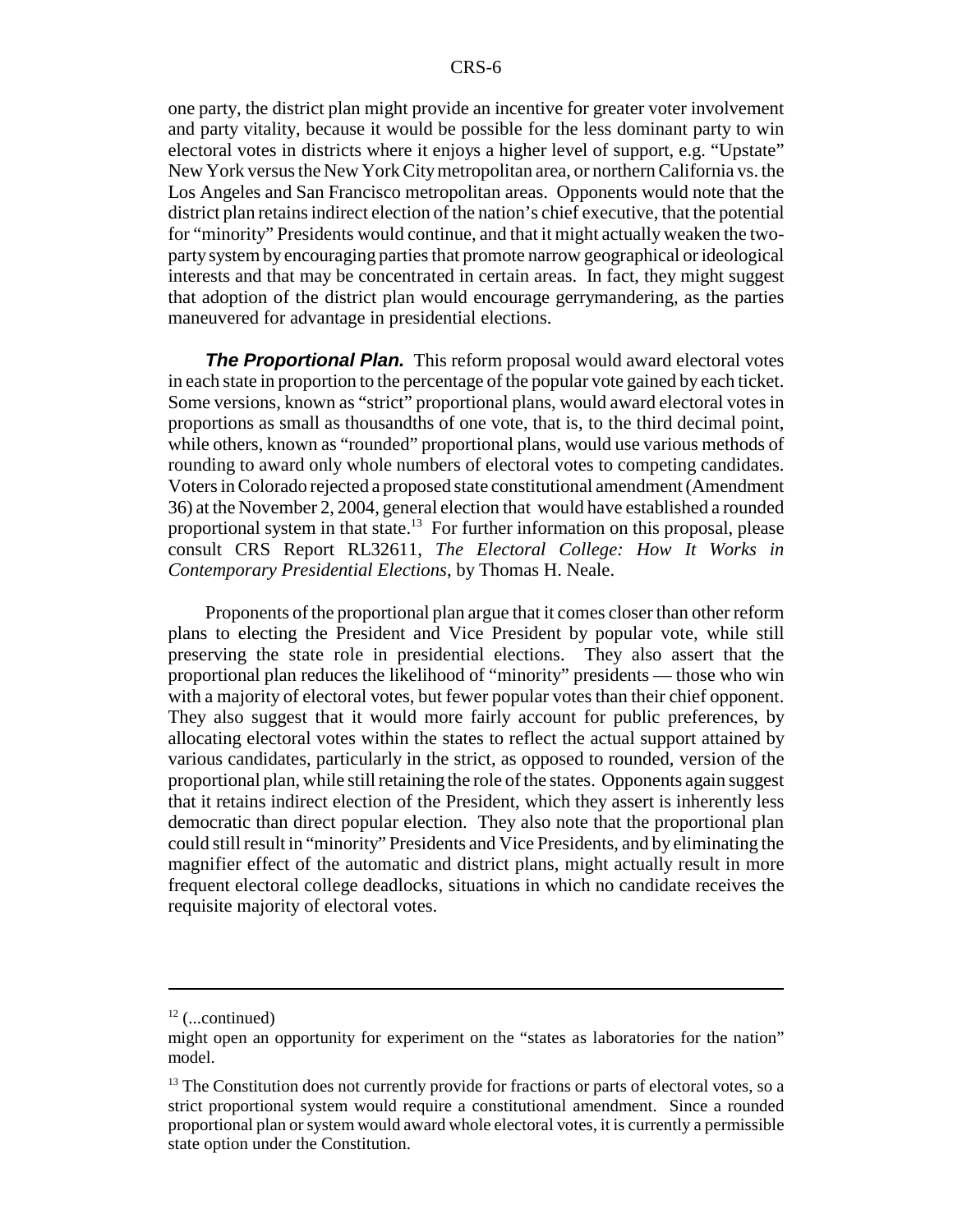one party, the district plan might provide an incentive for greater voter involvement and party vitality, because it would be possible for the less dominant party to win electoral votes in districts where it enjoys a higher level of support, e.g. "Upstate" New York versus the New York City metropolitan area, or northern California vs. the Los Angeles and San Francisco metropolitan areas. Opponents would note that the district plan retains indirect election of the nation's chief executive, that the potential for "minority" Presidents would continue, and that it might actually weaken the two-party system by encouraging parties that promote narrow geographical or ideological interests and that may be concentrated in certain areas. In fact, they might suggest that adoption of the district plan would encourage gerrymandering, as the parties maneuvered for advantage in presidential elections.

***The Proportional Plan.*** This reform proposal would award electoral votes in each state in proportion to the percentage of the popular vote gained by each ticket. Some versions, known as "strict" proportional plans, would award electoral votes in proportions as small as thousandths of one vote, that is, to the third decimal point, while others, known as "rounded" proportional plans, would use various methods of rounding to award only whole numbers of electoral votes to competing candidates. Voters in Colorado rejected a proposed state constitutional amendment (Amendment 36) at the November 2, 2004, general election that would have established a rounded proportional system in that state.[13] For further information on this proposal, please consult CRS Report RL32611, *The Electoral College: How It Works in Contemporary Presidential Elections*, by Thomas H. Neale.

Proponents of the proportional plan argue that it comes closer than other reform plans to electing the President and Vice President by popular vote, while still preserving the state role in presidential elections. They also assert that the proportional plan reduces the likelihood of "minority" presidents — those who win with a majority of electoral votes, but fewer popular votes than their chief opponent. They also suggest that it would more fairly account for public preferences, by allocating electoral votes within the states to reflect the actual support attained by various candidates, particularly in the strict, as opposed to rounded, version of the proportional plan, while still retaining the role of the states. Opponents again suggest that it retains indirect election of the President, which they assert is inherently less democratic than direct popular election. They also note that the proportional plan could still result in "minority" Presidents and Vice Presidents, and by eliminating the magnifier effect of the automatic and district plans, might actually result in more frequent electoral college deadlocks, situations in which no candidate receives the requisite majority of electoral votes.

---

[12] (...continued)
might open an opportunity for experiment on the "states as laboratories for the nation" model.

[13] The Constitution does not currently provide for fractions or parts of electoral votes, so a strict proportional system would require a constitutional amendment. Since a rounded proportional plan or system would award whole electoral votes, it is currently a permissible state option under the Constitution.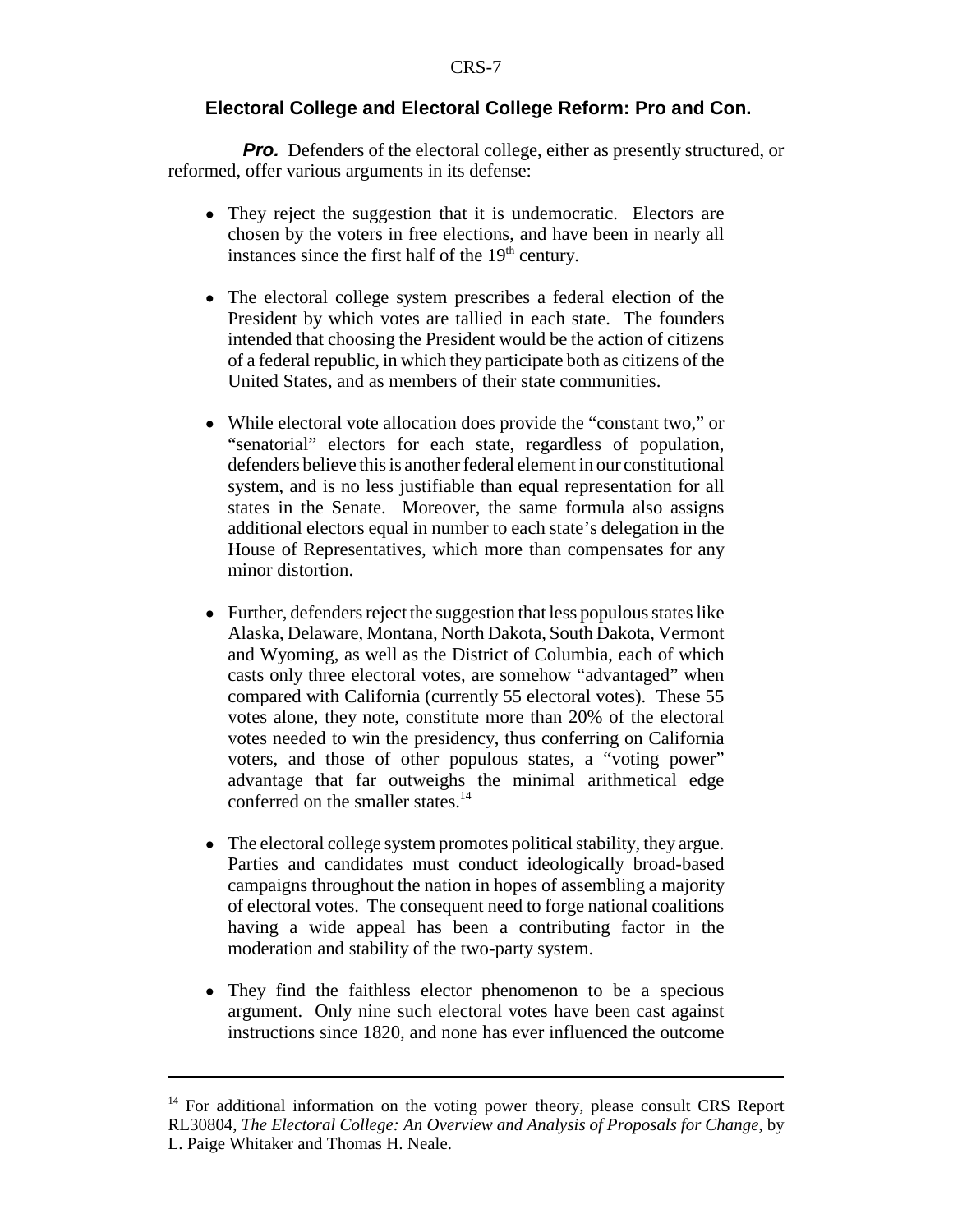## Electoral College and Electoral College Reform: Pro and Con.

***Pro.*** Defenders of the electoral college, either as presently structured, or reformed, offer various arguments in its defense:

- They reject the suggestion that it is undemocratic. Electors are chosen by the voters in free elections, and have been in nearly all instances since the first half of the 19th century.

- The electoral college system prescribes a federal election of the President by which votes are tallied in each state. The founders intended that choosing the President would be the action of citizens of a federal republic, in which they participate both as citizens of the United States, and as members of their state communities.

- While electoral vote allocation does provide the "constant two," or "senatorial" electors for each state, regardless of population, defenders believe this is another federal element in our constitutional system, and is no less justifiable than equal representation for all states in the Senate. Moreover, the same formula also assigns additional electors equal in number to each state's delegation in the House of Representatives, which more than compensates for any minor distortion.

- Further, defenders reject the suggestion that less populous states like Alaska, Delaware, Montana, North Dakota, South Dakota, Vermont and Wyoming, as well as the District of Columbia, each of which casts only three electoral votes, are somehow "advantaged" when compared with California (currently 55 electoral votes). These 55 votes alone, they note, constitute more than 20% of the electoral votes needed to win the presidency, thus conferring on California voters, and those of other populous states, a "voting power" advantage that far outweighs the minimal arithmetical edge conferred on the smaller states.[14]

- The electoral college system promotes political stability, they argue. Parties and candidates must conduct ideologically broad-based campaigns throughout the nation in hopes of assembling a majority of electoral votes. The consequent need to forge national coalitions having a wide appeal has been a contributing factor in the moderation and stability of the two-party system.

- They find the faithless elector phenomenon to be a specious argument. Only nine such electoral votes have been cast against instructions since 1820, and none has ever influenced the outcome

---

[14] For additional information on the voting power theory, please consult CRS Report RL30804, *The Electoral College: An Overview and Analysis of Proposals for Change*, by L. Paige Whitaker and Thomas H. Neale.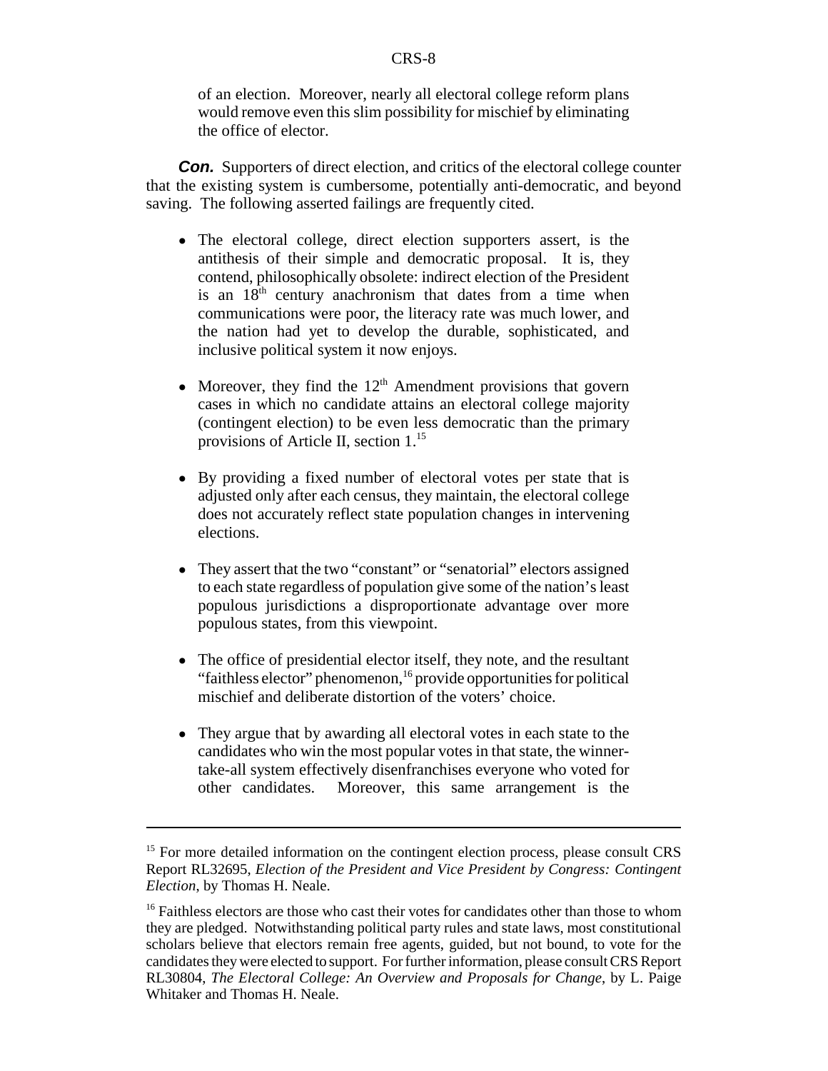of an election. Moreover, nearly all electoral college reform plans would remove even this slim possibility for mischief by eliminating the office of elector.

***Con.*** Supporters of direct election, and critics of the electoral college counter that the existing system is cumbersome, potentially anti-democratic, and beyond saving. The following asserted failings are frequently cited.

- The electoral college, direct election supporters assert, is the antithesis of their simple and democratic proposal. It is, they contend, philosophically obsolete: indirect election of the President is an 18th century anachronism that dates from a time when communications were poor, the literacy rate was much lower, and the nation had yet to develop the durable, sophisticated, and inclusive political system it now enjoys.

- Moreover, they find the 12th Amendment provisions that govern cases in which no candidate attains an electoral college majority (contingent election) to be even less democratic than the primary provisions of Article II, section 1.[15]

- By providing a fixed number of electoral votes per state that is adjusted only after each census, they maintain, the electoral college does not accurately reflect state population changes in intervening elections.

- They assert that the two "constant" or "senatorial" electors assigned to each state regardless of population give some of the nation's least populous jurisdictions a disproportionate advantage over more populous states, from this viewpoint.

- The office of presidential elector itself, they note, and the resultant "faithless elector" phenomenon,[16] provide opportunities for political mischief and deliberate distortion of the voters' choice.

- They argue that by awarding all electoral votes in each state to the candidates who win the most popular votes in that state, the winner-take-all system effectively disenfranchises everyone who voted for other candidates. Moreover, this same arrangement is the

---

[15] For more detailed information on the contingent election process, please consult CRS Report RL32695, *Election of the President and Vice President by Congress: Contingent Election*, by Thomas H. Neale.

[16] Faithless electors are those who cast their votes for candidates other than those to whom they are pledged. Notwithstanding political party rules and state laws, most constitutional scholars believe that electors remain free agents, guided, but not bound, to vote for the candidates they were elected to support. For further information, please consult CRS Report RL30804, *The Electoral College: An Overview and Proposals for Change*, by L. Paige Whitaker and Thomas H. Neale.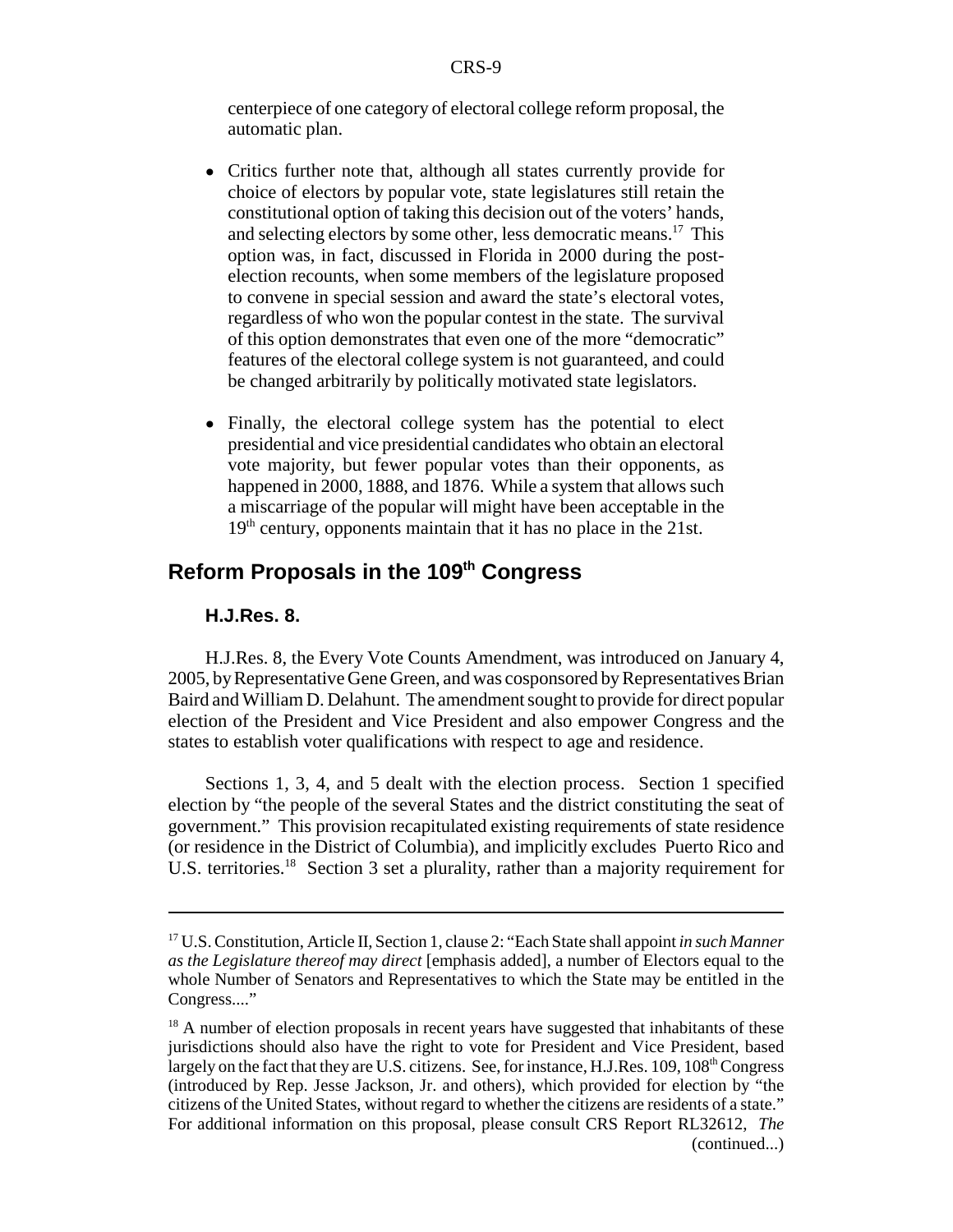centerpiece of one category of electoral college reform proposal, the automatic plan.

- Critics further note that, although all states currently provide for choice of electors by popular vote, state legislatures still retain the constitutional option of taking this decision out of the voters' hands, and selecting electors by some other, less democratic means.[17] This option was, in fact, discussed in Florida in 2000 during the post-election recounts, when some members of the legislature proposed to convene in special session and award the state's electoral votes, regardless of who won the popular contest in the state. The survival of this option demonstrates that even one of the more "democratic" features of the electoral college system is not guaranteed, and could be changed arbitrarily by politically motivated state legislators.

- Finally, the electoral college system has the potential to elect presidential and vice presidential candidates who obtain an electoral vote majority, but fewer popular votes than their opponents, as happened in 2000, 1888, and 1876. While a system that allows such a miscarriage of the popular will might have been acceptable in the 19th century, opponents maintain that it has no place in the 21st.

## Reform Proposals in the 109th Congress

### H.J.Res. 8.

H.J.Res. 8, the Every Vote Counts Amendment, was introduced on January 4, 2005, by Representative Gene Green, and was cosponsored by Representatives Brian Baird and William D. Delahunt. The amendment sought to provide for direct popular election of the President and Vice President and also empower Congress and the states to establish voter qualifications with respect to age and residence.

Sections 1, 3, 4, and 5 dealt with the election process. Section 1 specified election by "the people of the several States and the district constituting the seat of government." This provision recapitulated existing requirements of state residence (or residence in the District of Columbia), and implicitly excludes Puerto Rico and U.S. territories.[18] Section 3 set a plurality, rather than a majority requirement for

---

[17] U.S. Constitution, Article II, Section 1, clause 2: "Each State shall appoint *in such Manner as the Legislature thereof may direct* [emphasis added], a number of Electors equal to the whole Number of Senators and Representatives to which the State may be entitled in the Congress...."

[18] A number of election proposals in recent years have suggested that inhabitants of these jurisdictions should also have the right to vote for President and Vice President, based largely on the fact that they are U.S. citizens. See, for instance, H.J.Res. 109, 108th Congress (introduced by Rep. Jesse Jackson, Jr. and others), which provided for election by "the citizens of the United States, without regard to whether the citizens are residents of a state." For additional information on this proposal, please consult CRS Report RL32612, *The* (continued...)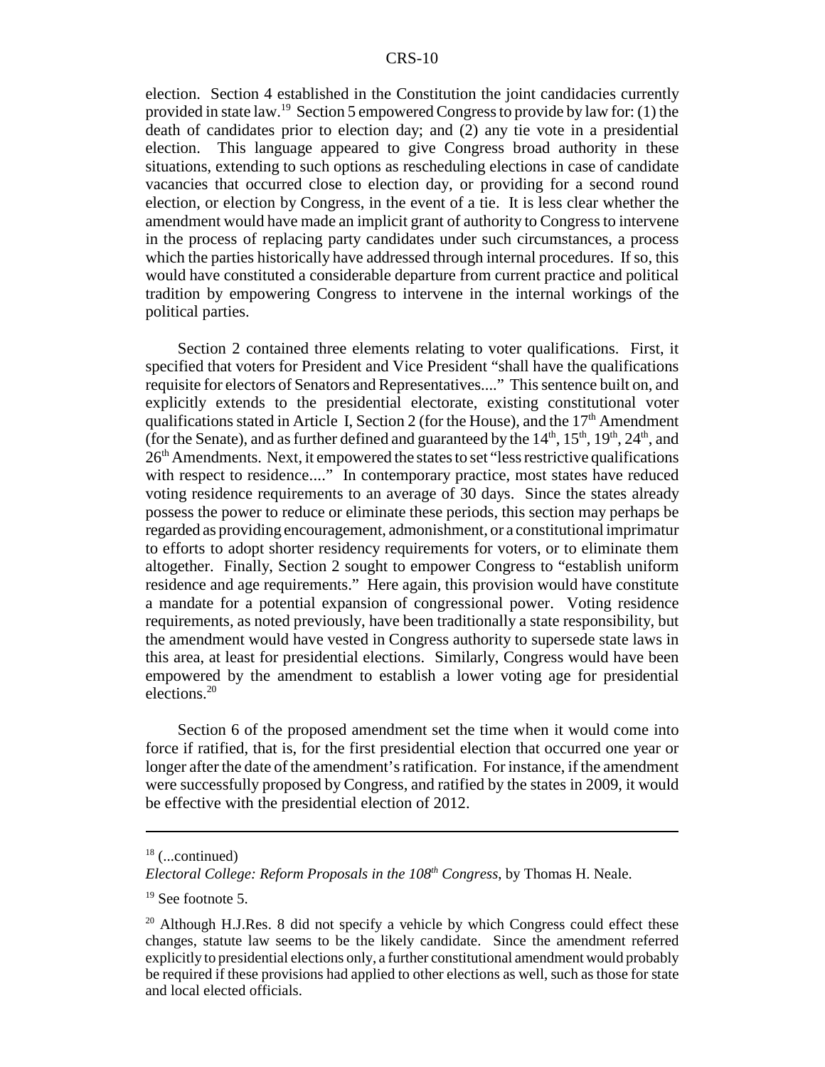election. Section 4 established in the Constitution the joint candidacies currently provided in state law.[19] Section 5 empowered Congress to provide by law for: (1) the death of candidates prior to election day; and (2) any tie vote in a presidential election. This language appeared to give Congress broad authority in these situations, extending to such options as rescheduling elections in case of candidate vacancies that occurred close to election day, or providing for a second round election, or election by Congress, in the event of a tie. It is less clear whether the amendment would have made an implicit grant of authority to Congress to intervene in the process of replacing party candidates under such circumstances, a process which the parties historically have addressed through internal procedures. If so, this would have constituted a considerable departure from current practice and political tradition by empowering Congress to intervene in the internal workings of the political parties.

Section 2 contained three elements relating to voter qualifications. First, it specified that voters for President and Vice President "shall have the qualifications requisite for electors of Senators and Representatives...." This sentence built on, and explicitly extends to the presidential electorate, existing constitutional voter qualifications stated in Article I, Section 2 (for the House), and the 17th Amendment (for the Senate), and as further defined and guaranteed by the 14th, 15th, 19th, 24th, and 26th Amendments. Next, it empowered the states to set "less restrictive qualifications with respect to residence...." In contemporary practice, most states have reduced voting residence requirements to an average of 30 days. Since the states already possess the power to reduce or eliminate these periods, this section may perhaps be regarded as providing encouragement, admonishment, or a constitutional imprimatur to efforts to adopt shorter residency requirements for voters, or to eliminate them altogether. Finally, Section 2 sought to empower Congress to "establish uniform residence and age requirements." Here again, this provision would have constitute a mandate for a potential expansion of congressional power. Voting residence requirements, as noted previously, have been traditionally a state responsibility, but the amendment would have vested in Congress authority to supersede state laws in this area, at least for presidential elections. Similarly, Congress would have been empowered by the amendment to establish a lower voting age for presidential elections.[20]

Section 6 of the proposed amendment set the time when it would come into force if ratified, that is, for the first presidential election that occurred one year or longer after the date of the amendment's ratification. For instance, if the amendment were successfully proposed by Congress, and ratified by the states in 2009, it would be effective with the presidential election of 2012.

---

[18] (...continued)
*Electoral College: Reform Proposals in the 108th Congress*, by Thomas H. Neale.

[19] See footnote 5.

[20] Although H.J.Res. 8 did not specify a vehicle by which Congress could effect these changes, statute law seems to be the likely candidate. Since the amendment referred explicitly to presidential elections only, a further constitutional amendment would probably be required if these provisions had applied to other elections as well, such as those for state and local elected officials.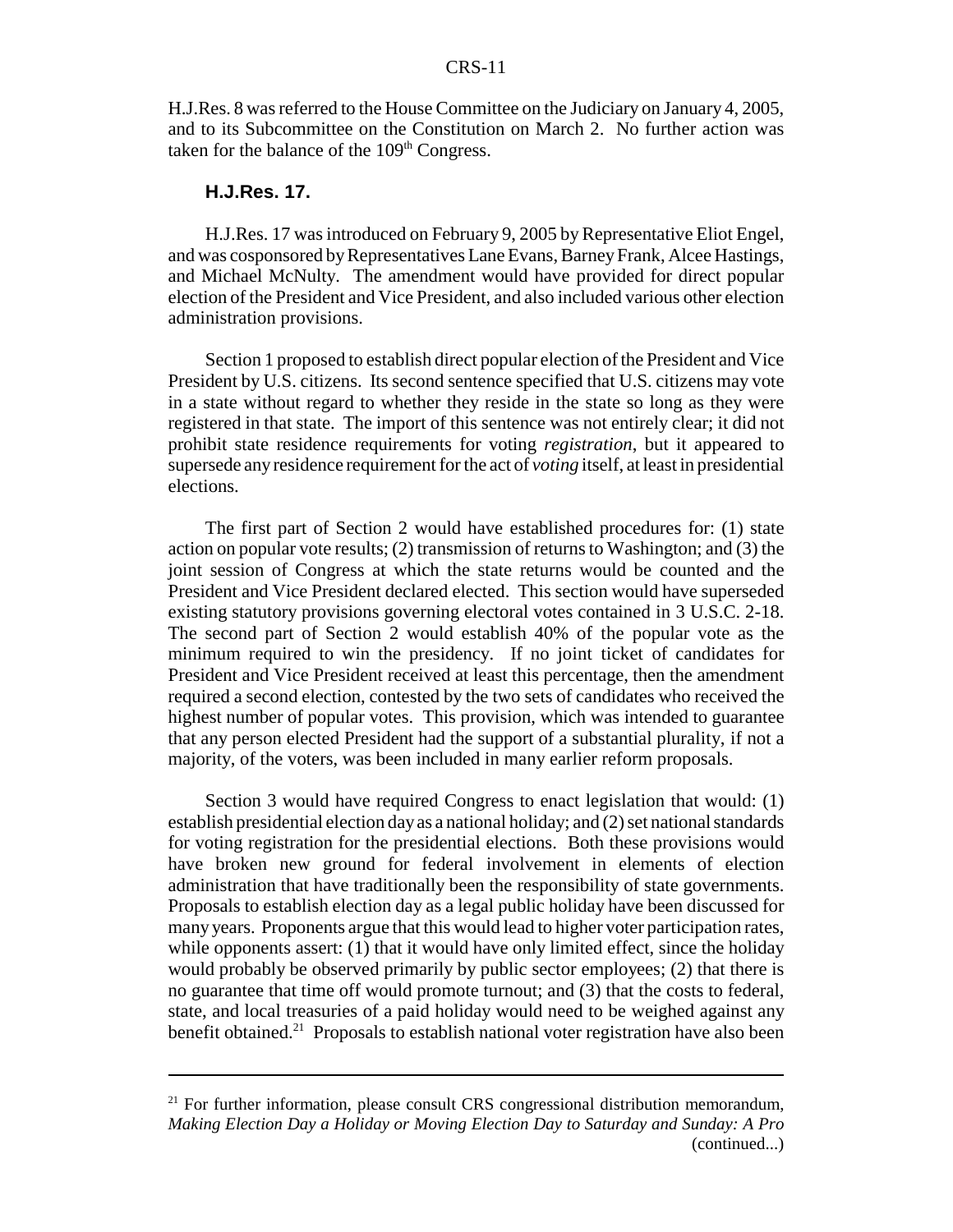H.J.Res. 8 was referred to the House Committee on the Judiciary on January 4, 2005, and to its Subcommittee on the Constitution on March 2. No further action was taken for the balance of the 109th Congress.

### H.J.Res. 17.

H.J.Res. 17 was introduced on February 9, 2005 by Representative Eliot Engel, and was cosponsored by Representatives Lane Evans, Barney Frank, Alcee Hastings, and Michael McNulty. The amendment would have provided for direct popular election of the President and Vice President, and also included various other election administration provisions.

Section 1 proposed to establish direct popular election of the President and Vice President by U.S. citizens. Its second sentence specified that U.S. citizens may vote in a state without regard to whether they reside in the state so long as they were registered in that state. The import of this sentence was not entirely clear; it did not prohibit state residence requirements for voting *registration*, but it appeared to supersede any residence requirement for the act of *voting* itself, at least in presidential elections.

The first part of Section 2 would have established procedures for: (1) state action on popular vote results; (2) transmission of returns to Washington; and (3) the joint session of Congress at which the state returns would be counted and the President and Vice President declared elected. This section would have superseded existing statutory provisions governing electoral votes contained in 3 U.S.C. 2-18. The second part of Section 2 would establish 40% of the popular vote as the minimum required to win the presidency. If no joint ticket of candidates for President and Vice President received at least this percentage, then the amendment required a second election, contested by the two sets of candidates who received the highest number of popular votes. This provision, which was intended to guarantee that any person elected President had the support of a substantial plurality, if not a majority, of the voters, was been included in many earlier reform proposals.

Section 3 would have required Congress to enact legislation that would: (1) establish presidential election day as a national holiday; and (2) set national standards for voting registration for the presidential elections. Both these provisions would have broken new ground for federal involvement in elements of election administration that have traditionally been the responsibility of state governments. Proposals to establish election day as a legal public holiday have been discussed for many years. Proponents argue that this would lead to higher voter participation rates, while opponents assert: (1) that it would have only limited effect, since the holiday would probably be observed primarily by public sector employees; (2) that there is no guarantee that time off would promote turnout; and (3) that the costs to federal, state, and local treasuries of a paid holiday would need to be weighed against any benefit obtained.[21] Proposals to establish national voter registration have also been

---

[21] For further information, please consult CRS congressional distribution memorandum, *Making Election Day a Holiday or Moving Election Day to Saturday and Sunday: A Pro* (continued...)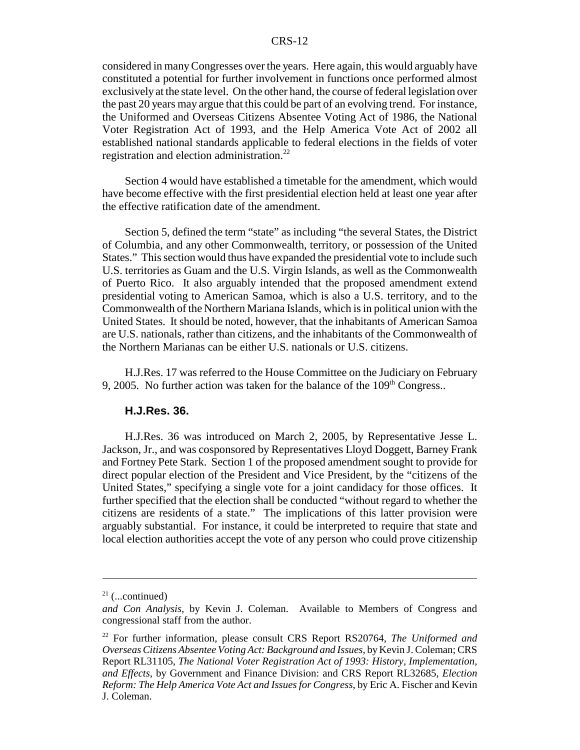considered in many Congresses over the years. Here again, this would arguably have constituted a potential for further involvement in functions once performed almost exclusively at the state level. On the other hand, the course of federal legislation over the past 20 years may argue that this could be part of an evolving trend. For instance, the Uniformed and Overseas Citizens Absentee Voting Act of 1986, the National Voter Registration Act of 1993, and the Help America Vote Act of 2002 all established national standards applicable to federal elections in the fields of voter registration and election administration.[22]

Section 4 would have established a timetable for the amendment, which would have become effective with the first presidential election held at least one year after the effective ratification date of the amendment.

Section 5, defined the term "state" as including "the several States, the District of Columbia, and any other Commonwealth, territory, or possession of the United States." This section would thus have expanded the presidential vote to include such U.S. territories as Guam and the U.S. Virgin Islands, as well as the Commonwealth of Puerto Rico. It also arguably intended that the proposed amendment extend presidential voting to American Samoa, which is also a U.S. territory, and to the Commonwealth of the Northern Mariana Islands, which is in political union with the United States. It should be noted, however, that the inhabitants of American Samoa are U.S. nationals, rather than citizens, and the inhabitants of the Commonwealth of the Northern Marianas can be either U.S. nationals or U.S. citizens.

H.J.Res. 17 was referred to the House Committee on the Judiciary on February 9, 2005. No further action was taken for the balance of the 109th Congress..

### H.J.Res. 36.

H.J.Res. 36 was introduced on March 2, 2005, by Representative Jesse L. Jackson, Jr., and was cosponsored by Representatives Lloyd Doggett, Barney Frank and Fortney Pete Stark. Section 1 of the proposed amendment sought to provide for direct popular election of the President and Vice President, by the "citizens of the United States," specifying a single vote for a joint candidacy for those offices. It further specified that the election shall be conducted "without regard to whether the citizens are residents of a state." The implications of this latter provision were arguably substantial. For instance, it could be interpreted to require that state and local election authorities accept the vote of any person who could prove citizenship

---

[21] (...continued)
*and Con Analysis*, by Kevin J. Coleman. Available to Members of Congress and congressional staff from the author.

[22] For further information, please consult CRS Report RS20764, *The Uniformed and Overseas Citizens Absentee Voting Act: Background and Issues*, by Kevin J. Coleman; CRS Report RL31105, *The National Voter Registration Act of 1993: History, Implementation, and Effects*, by Government and Finance Division: and CRS Report RL32685, *Election Reform: The Help America Vote Act and Issues for Congress*, by Eric A. Fischer and Kevin J. Coleman.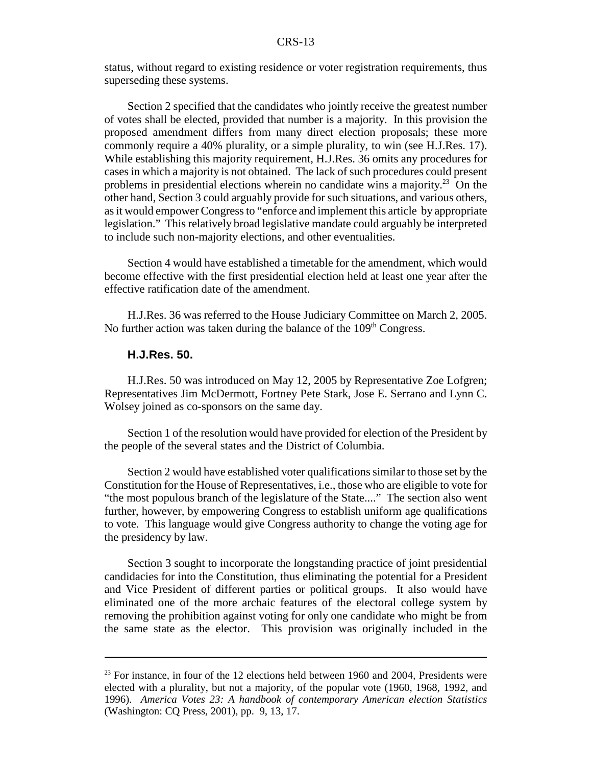status, without regard to existing residence or voter registration requirements, thus superseding these systems.

Section 2 specified that the candidates who jointly receive the greatest number of votes shall be elected, provided that number is a majority. In this provision the proposed amendment differs from many direct election proposals; these more commonly require a 40% plurality, or a simple plurality, to win (see H.J.Res. 17). While establishing this majority requirement, H.J.Res. 36 omits any procedures for cases in which a majority is not obtained. The lack of such procedures could present problems in presidential elections wherein no candidate wins a majority.[23] On the other hand, Section 3 could arguably provide for such situations, and various others, as it would empower Congress to "enforce and implement this article by appropriate legislation." This relatively broad legislative mandate could arguably be interpreted to include such non-majority elections, and other eventualities.

Section 4 would have established a timetable for the amendment, which would become effective with the first presidential election held at least one year after the effective ratification date of the amendment.

H.J.Res. 36 was referred to the House Judiciary Committee on March 2, 2005. No further action was taken during the balance of the 109th Congress.

#### H.J.Res. 50.

H.J.Res. 50 was introduced on May 12, 2005 by Representative Zoe Lofgren; Representatives Jim McDermott, Fortney Pete Stark, Jose E. Serrano and Lynn C. Wolsey joined as co-sponsors on the same day.

Section 1 of the resolution would have provided for election of the President by the people of the several states and the District of Columbia.

Section 2 would have established voter qualifications similar to those set by the Constitution for the House of Representatives, i.e., those who are eligible to vote for "the most populous branch of the legislature of the State...." The section also went further, however, by empowering Congress to establish uniform age qualifications to vote. This language would give Congress authority to change the voting age for the presidency by law.

Section 3 sought to incorporate the longstanding practice of joint presidential candidacies for into the Constitution, thus eliminating the potential for a President and Vice President of different parties or political groups. It also would have eliminated one of the more archaic features of the electoral college system by removing the prohibition against voting for only one candidate who might be from the same state as the elector. This provision was originally included in the

---

[23] For instance, in four of the 12 elections held between 1960 and 2004, Presidents were elected with a plurality, but not a majority, of the popular vote (1960, 1968, 1992, and 1996). *America Votes 23: A handbook of contemporary American election Statistics* (Washington: CQ Press, 2001), pp. 9, 13, 17.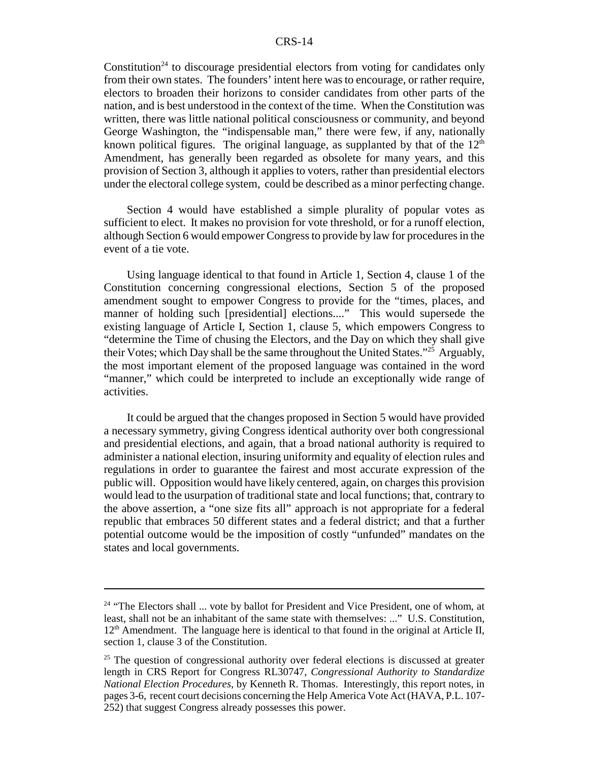Constitution[24] to discourage presidential electors from voting for candidates only from their own states. The founders' intent here was to encourage, or rather require, electors to broaden their horizons to consider candidates from other parts of the nation, and is best understood in the context of the time. When the Constitution was written, there was little national political consciousness or community, and beyond George Washington, the "indispensable man," there were few, if any, nationally known political figures. The original language, as supplanted by that of the 12th Amendment, has generally been regarded as obsolete for many years, and this provision of Section 3, although it applies to voters, rather than presidential electors under the electoral college system, could be described as a minor perfecting change.

Section 4 would have established a simple plurality of popular votes as sufficient to elect. It makes no provision for vote threshold, or for a runoff election, although Section 6 would empower Congress to provide by law for procedures in the event of a tie vote.

Using language identical to that found in Article 1, Section 4, clause 1 of the Constitution concerning congressional elections, Section 5 of the proposed amendment sought to empower Congress to provide for the "times, places, and manner of holding such [presidential] elections...." This would supersede the existing language of Article I, Section 1, clause 5, which empowers Congress to "determine the Time of chusing the Electors, and the Day on which they shall give their Votes; which Day shall be the same throughout the United States."[25] Arguably, the most important element of the proposed language was contained in the word "manner," which could be interpreted to include an exceptionally wide range of activities.

It could be argued that the changes proposed in Section 5 would have provided a necessary symmetry, giving Congress identical authority over both congressional and presidential elections, and again, that a broad national authority is required to administer a national election, insuring uniformity and equality of election rules and regulations in order to guarantee the fairest and most accurate expression of the public will. Opposition would have likely centered, again, on charges this provision would lead to the usurpation of traditional state and local functions; that, contrary to the above assertion, a "one size fits all" approach is not appropriate for a federal republic that embraces 50 different states and a federal district; and that a further potential outcome would be the imposition of costly "unfunded" mandates on the states and local governments.

---

[24] "The Electors shall ... vote by ballot for President and Vice President, one of whom, at least, shall not be an inhabitant of the same state with themselves: ..." U.S. Constitution, 12th Amendment. The language here is identical to that found in the original at Article II, section 1, clause 3 of the Constitution.

[25] The question of congressional authority over federal elections is discussed at greater length in CRS Report for Congress RL30747, *Congressional Authority to Standardize National Election Procedures*, by Kenneth R. Thomas. Interestingly, this report notes, in pages 3-6, recent court decisions concerning the Help America Vote Act (HAVA, P.L. 107-252) that suggest Congress already possesses this power.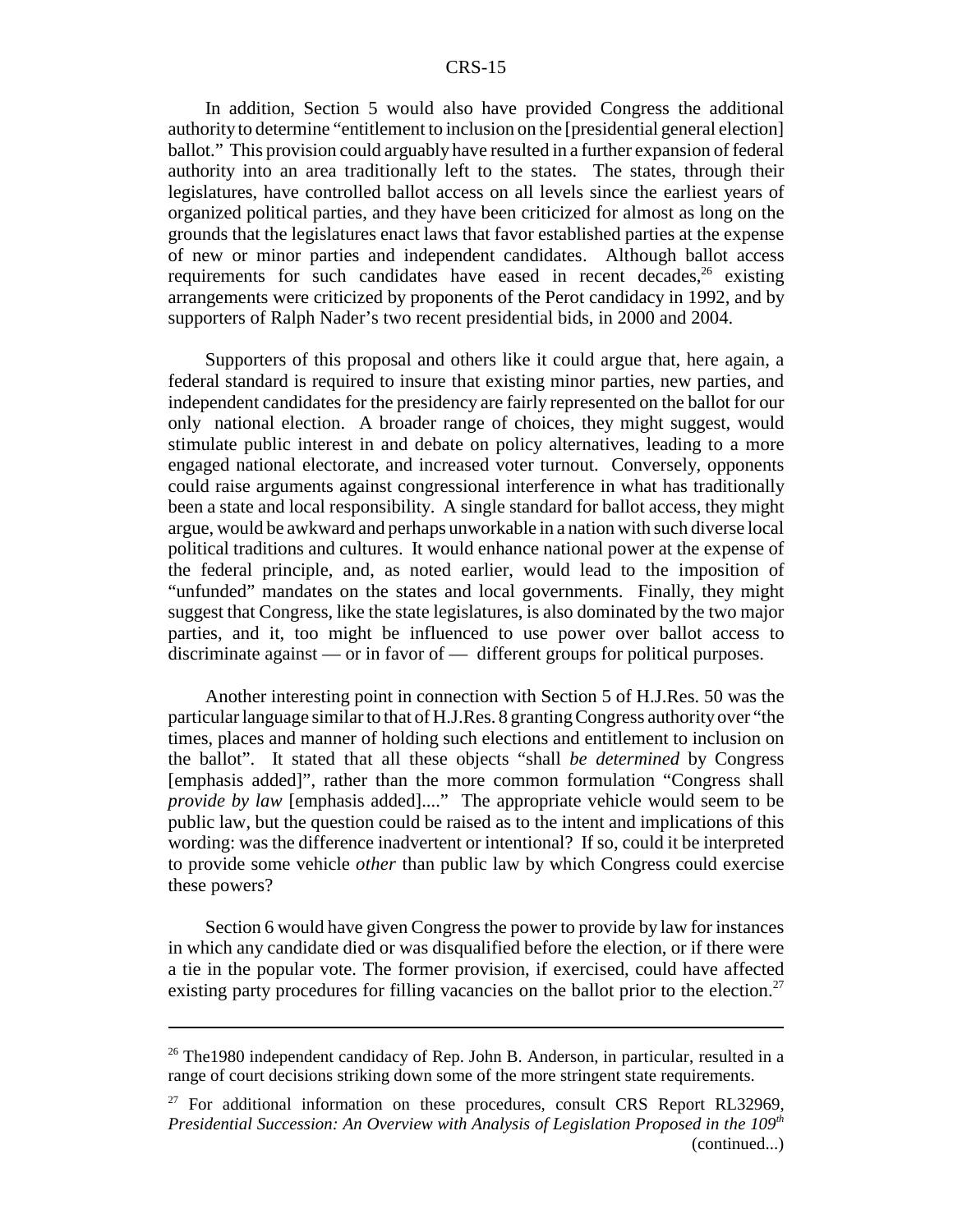In addition, Section 5 would also have provided Congress the additional authority to determine "entitlement to inclusion on the [presidential general election] ballot." This provision could arguably have resulted in a further expansion of federal authority into an area traditionally left to the states. The states, through their legislatures, have controlled ballot access on all levels since the earliest years of organized political parties, and they have been criticized for almost as long on the grounds that the legislatures enact laws that favor established parties at the expense of new or minor parties and independent candidates. Although ballot access requirements for such candidates have eased in recent decades,[26] existing arrangements were criticized by proponents of the Perot candidacy in 1992, and by supporters of Ralph Nader's two recent presidential bids, in 2000 and 2004.

Supporters of this proposal and others like it could argue that, here again, a federal standard is required to insure that existing minor parties, new parties, and independent candidates for the presidency are fairly represented on the ballot for our only national election. A broader range of choices, they might suggest, would stimulate public interest in and debate on policy alternatives, leading to a more engaged national electorate, and increased voter turnout. Conversely, opponents could raise arguments against congressional interference in what has traditionally been a state and local responsibility. A single standard for ballot access, they might argue, would be awkward and perhaps unworkable in a nation with such diverse local political traditions and cultures. It would enhance national power at the expense of the federal principle, and, as noted earlier, would lead to the imposition of "unfunded" mandates on the states and local governments. Finally, they might suggest that Congress, like the state legislatures, is also dominated by the two major parties, and it, too might be influenced to use power over ballot access to discriminate against — or in favor of — different groups for political purposes.

Another interesting point in connection with Section 5 of H.J.Res. 50 was the particular language similar to that of H.J.Res. 8 granting Congress authority over "the times, places and manner of holding such elections and entitlement to inclusion on the ballot". It stated that all these objects "shall *be determined* by Congress [emphasis added]", rather than the more common formulation "Congress shall *provide by law* [emphasis added]...." The appropriate vehicle would seem to be public law, but the question could be raised as to the intent and implications of this wording: was the difference inadvertent or intentional? If so, could it be interpreted to provide some vehicle *other* than public law by which Congress could exercise these powers?

Section 6 would have given Congress the power to provide by law for instances in which any candidate died or was disqualified before the election, or if there were a tie in the popular vote. The former provision, if exercised, could have affected existing party procedures for filling vacancies on the ballot prior to the election.[27]

---

[26] The1980 independent candidacy of Rep. John B. Anderson, in particular, resulted in a range of court decisions striking down some of the more stringent state requirements.

[27] For additional information on these procedures, consult CRS Report RL32969, *Presidential Succession: An Overview with Analysis of Legislation Proposed in the 109th* (continued...)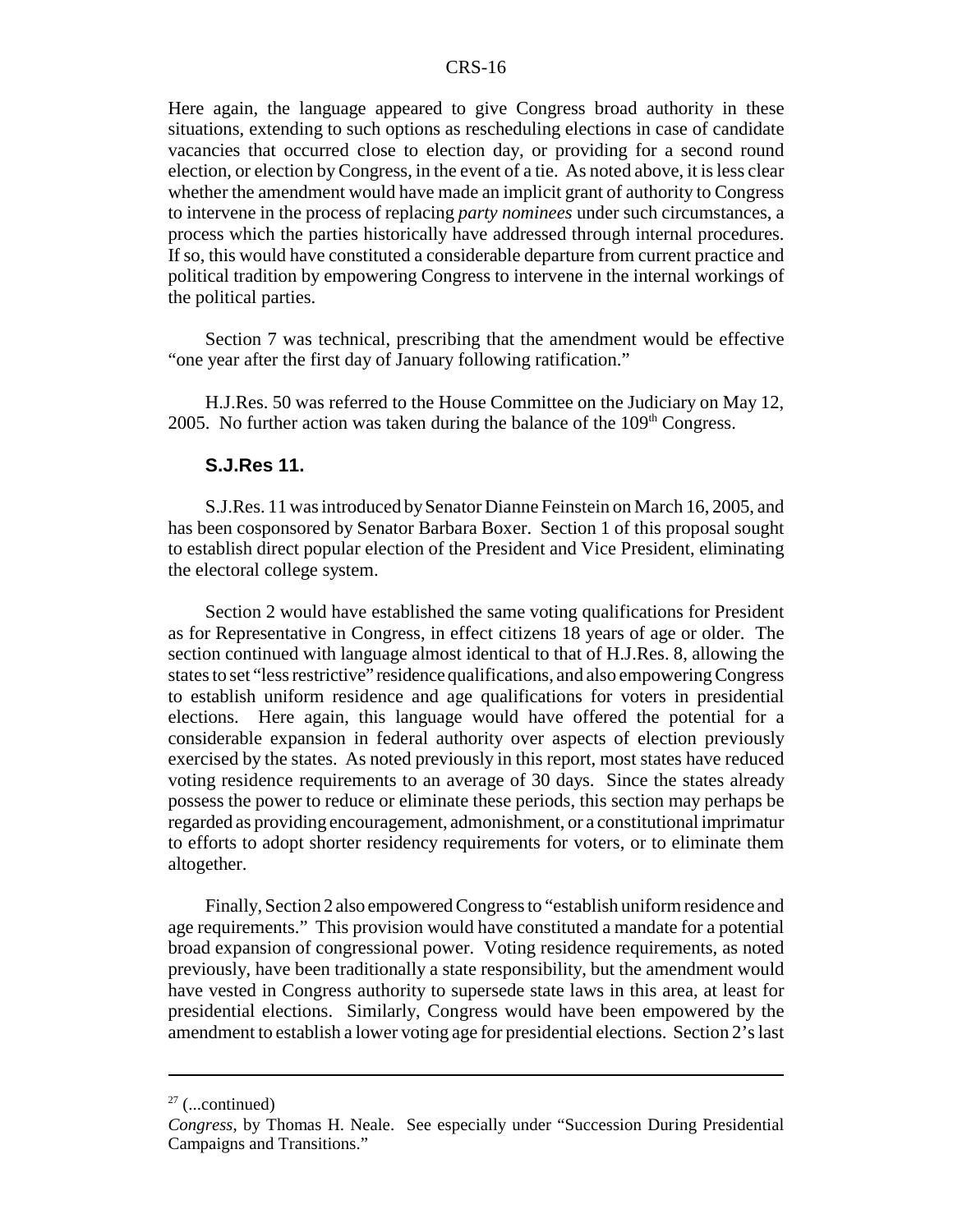Here again, the language appeared to give Congress broad authority in these situations, extending to such options as rescheduling elections in case of candidate vacancies that occurred close to election day, or providing for a second round election, or election by Congress, in the event of a tie. As noted above, it is less clear whether the amendment would have made an implicit grant of authority to Congress to intervene in the process of replacing *party nominees* under such circumstances, a process which the parties historically have addressed through internal procedures. If so, this would have constituted a considerable departure from current practice and political tradition by empowering Congress to intervene in the internal workings of the political parties.

Section 7 was technical, prescribing that the amendment would be effective "one year after the first day of January following ratification."

H.J.Res. 50 was referred to the House Committee on the Judiciary on May 12, 2005. No further action was taken during the balance of the 109th Congress.

### S.J.Res 11.

S.J.Res. 11 was introduced by Senator Dianne Feinstein on March 16, 2005, and has been cosponsored by Senator Barbara Boxer. Section 1 of this proposal sought to establish direct popular election of the President and Vice President, eliminating the electoral college system.

Section 2 would have established the same voting qualifications for President as for Representative in Congress, in effect citizens 18 years of age or older. The section continued with language almost identical to that of H.J.Res. 8, allowing the states to set "less restrictive" residence qualifications, and also empowering Congress to establish uniform residence and age qualifications for voters in presidential elections. Here again, this language would have offered the potential for a considerable expansion in federal authority over aspects of election previously exercised by the states. As noted previously in this report, most states have reduced voting residence requirements to an average of 30 days. Since the states already possess the power to reduce or eliminate these periods, this section may perhaps be regarded as providing encouragement, admonishment, or a constitutional imprimatur to efforts to adopt shorter residency requirements for voters, or to eliminate them altogether.

Finally, Section 2 also empowered Congress to "establish uniform residence and age requirements." This provision would have constituted a mandate for a potential broad expansion of congressional power. Voting residence requirements, as noted previously, have been traditionally a state responsibility, but the amendment would have vested in Congress authority to supersede state laws in this area, at least for presidential elections. Similarly, Congress would have been empowered by the amendment to establish a lower voting age for presidential elections. Section 2's last

---

[27] (...continued)

*Congress*, by Thomas H. Neale. See especially under "Succession During Presidential Campaigns and Transitions."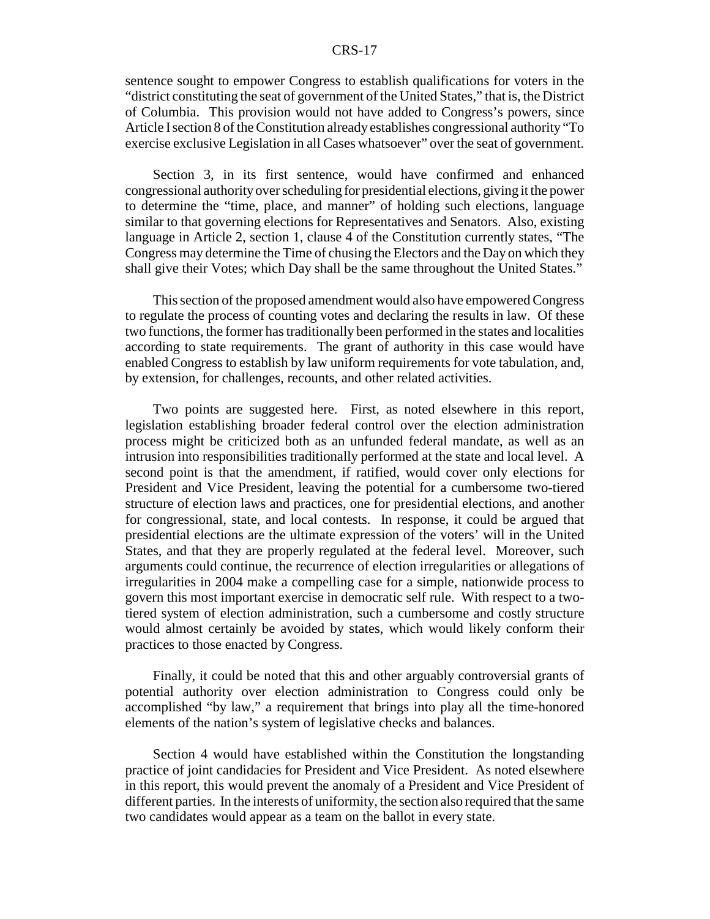sentence sought to empower Congress to establish qualifications for voters in the "district constituting the seat of government of the United States," that is, the District of Columbia. This provision would not have added to Congress's powers, since Article I section 8 of the Constitution already establishes congressional authority "To exercise exclusive Legislation in all Cases whatsoever" over the seat of government.

Section 3, in its first sentence, would have confirmed and enhanced congressional authority over scheduling for presidential elections, giving it the power to determine the "time, place, and manner" of holding such elections, language similar to that governing elections for Representatives and Senators. Also, existing language in Article 2, section 1, clause 4 of the Constitution currently states, "The Congress may determine the Time of chusing the Electors and the Day on which they shall give their Votes; which Day shall be the same throughout the United States."

This section of the proposed amendment would also have empowered Congress to regulate the process of counting votes and declaring the results in law. Of these two functions, the former has traditionally been performed in the states and localities according to state requirements. The grant of authority in this case would have enabled Congress to establish by law uniform requirements for vote tabulation, and, by extension, for challenges, recounts, and other related activities.

Two points are suggested here. First, as noted elsewhere in this report, legislation establishing broader federal control over the election administration process might be criticized both as an unfunded federal mandate, as well as an intrusion into responsibilities traditionally performed at the state and local level. A second point is that the amendment, if ratified, would cover only elections for President and Vice President, leaving the potential for a cumbersome two-tiered structure of election laws and practices, one for presidential elections, and another for congressional, state, and local contests. In response, it could be argued that presidential elections are the ultimate expression of the voters' will in the United States, and that they are properly regulated at the federal level. Moreover, such arguments could continue, the recurrence of election irregularities or allegations of irregularities in 2004 make a compelling case for a simple, nationwide process to govern this most important exercise in democratic self rule. With respect to a two-tiered system of election administration, such a cumbersome and costly structure would almost certainly be avoided by states, which would likely conform their practices to those enacted by Congress.

Finally, it could be noted that this and other arguably controversial grants of potential authority over election administration to Congress could only be accomplished "by law," a requirement that brings into play all the time-honored elements of the nation's system of legislative checks and balances.

Section 4 would have established within the Constitution the longstanding practice of joint candidacies for President and Vice President. As noted elsewhere in this report, this would prevent the anomaly of a President and Vice President of different parties. In the interests of uniformity, the section also required that the same two candidates would appear as a team on the ballot in every state.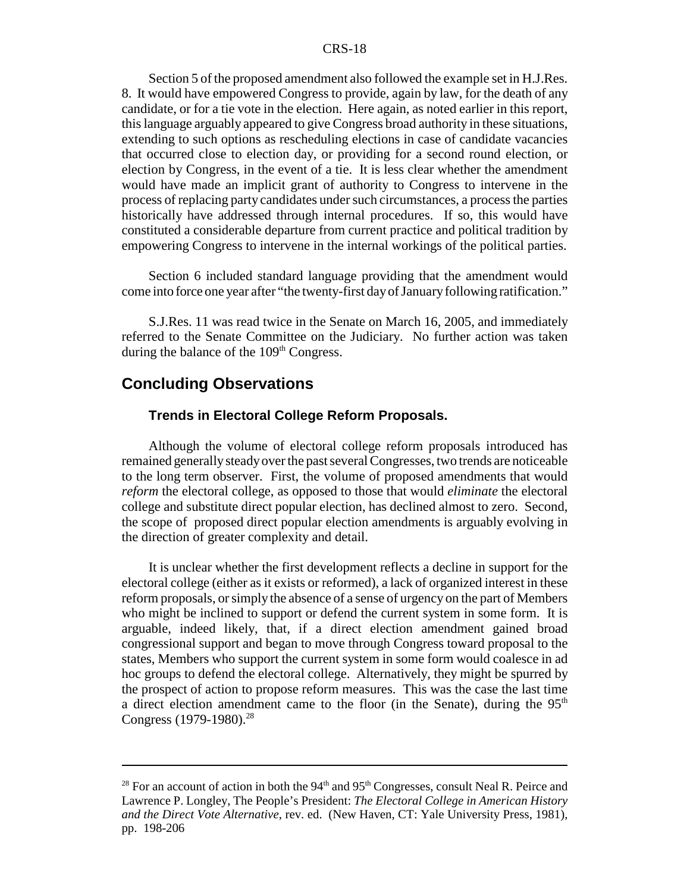Section 5 of the proposed amendment also followed the example set in H.J.Res. 8. It would have empowered Congress to provide, again by law, for the death of any candidate, or for a tie vote in the election. Here again, as noted earlier in this report, this language arguably appeared to give Congress broad authority in these situations, extending to such options as rescheduling elections in case of candidate vacancies that occurred close to election day, or providing for a second round election, or election by Congress, in the event of a tie. It is less clear whether the amendment would have made an implicit grant of authority to Congress to intervene in the process of replacing party candidates under such circumstances, a process the parties historically have addressed through internal procedures. If so, this would have constituted a considerable departure from current practice and political tradition by empowering Congress to intervene in the internal workings of the political parties.

Section 6 included standard language providing that the amendment would come into force one year after "the twenty-first day of January following ratification."

S.J.Res. 11 was read twice in the Senate on March 16, 2005, and immediately referred to the Senate Committee on the Judiciary. No further action was taken during the balance of the 109th Congress.

## Concluding Observations

### Trends in Electoral College Reform Proposals.

Although the volume of electoral college reform proposals introduced has remained generally steady over the past several Congresses, two trends are noticeable to the long term observer. First, the volume of proposed amendments that would *reform* the electoral college, as opposed to those that would *eliminate* the electoral college and substitute direct popular election, has declined almost to zero. Second, the scope of proposed direct popular election amendments is arguably evolving in the direction of greater complexity and detail.

It is unclear whether the first development reflects a decline in support for the electoral college (either as it exists or reformed), a lack of organized interest in these reform proposals, or simply the absence of a sense of urgency on the part of Members who might be inclined to support or defend the current system in some form. It is arguable, indeed likely, that, if a direct election amendment gained broad congressional support and began to move through Congress toward proposal to the states, Members who support the current system in some form would coalesce in ad hoc groups to defend the electoral college. Alternatively, they might be spurred by the prospect of action to propose reform measures. This was the case the last time a direct election amendment came to the floor (in the Senate), during the 95th Congress (1979-1980).[28]

---

[28] For an account of action in both the 94th and 95th Congresses, consult Neal R. Peirce and Lawrence P. Longley, The People's President: *The Electoral College in American History and the Direct Vote Alternative*, rev. ed. (New Haven, CT: Yale University Press, 1981), pp. 198-206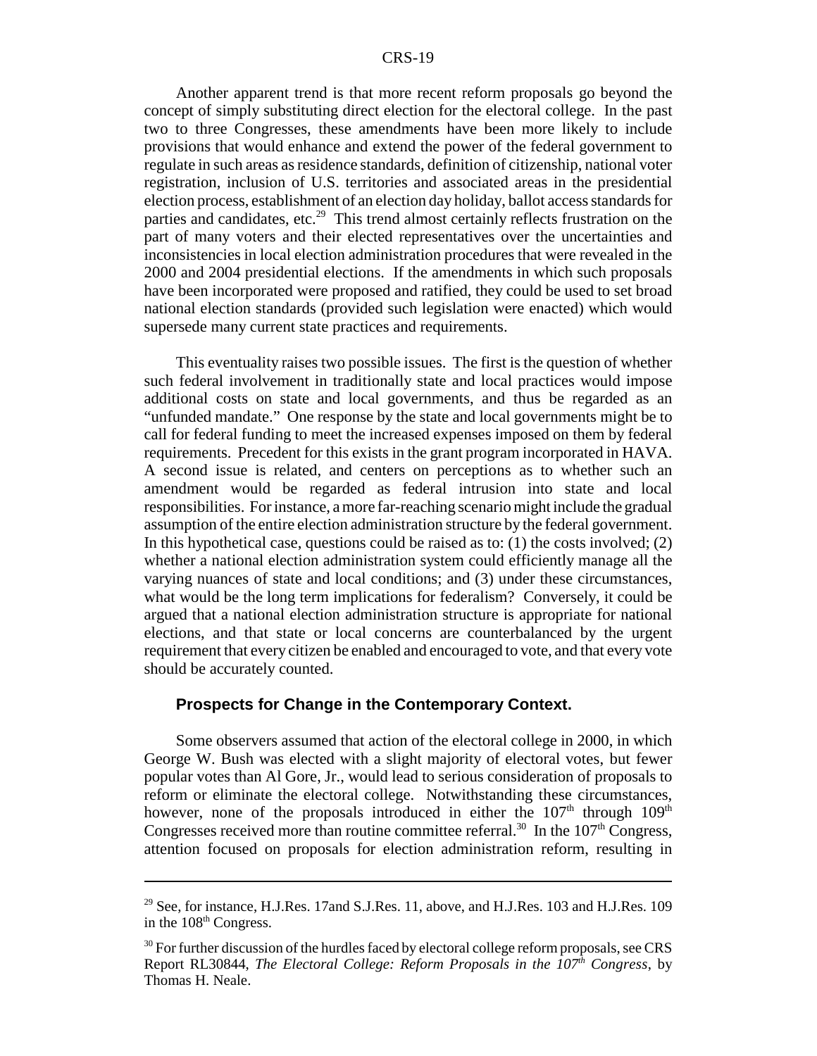Another apparent trend is that more recent reform proposals go beyond the concept of simply substituting direct election for the electoral college. In the past two to three Congresses, these amendments have been more likely to include provisions that would enhance and extend the power of the federal government to regulate in such areas as residence standards, definition of citizenship, national voter registration, inclusion of U.S. territories and associated areas in the presidential election process, establishment of an election day holiday, ballot access standards for parties and candidates, etc.[29] This trend almost certainly reflects frustration on the part of many voters and their elected representatives over the uncertainties and inconsistencies in local election administration procedures that were revealed in the 2000 and 2004 presidential elections. If the amendments in which such proposals have been incorporated were proposed and ratified, they could be used to set broad national election standards (provided such legislation were enacted) which would supersede many current state practices and requirements.

This eventuality raises two possible issues. The first is the question of whether such federal involvement in traditionally state and local practices would impose additional costs on state and local governments, and thus be regarded as an "unfunded mandate." One response by the state and local governments might be to call for federal funding to meet the increased expenses imposed on them by federal requirements. Precedent for this exists in the grant program incorporated in HAVA. A second issue is related, and centers on perceptions as to whether such an amendment would be regarded as federal intrusion into state and local responsibilities. For instance, a more far-reaching scenario might include the gradual assumption of the entire election administration structure by the federal government. In this hypothetical case, questions could be raised as to: (1) the costs involved; (2) whether a national election administration system could efficiently manage all the varying nuances of state and local conditions; and (3) under these circumstances, what would be the long term implications for federalism? Conversely, it could be argued that a national election administration structure is appropriate for national elections, and that state or local concerns are counterbalanced by the urgent requirement that every citizen be enabled and encouraged to vote, and that every vote should be accurately counted.

### Prospects for Change in the Contemporary Context.

Some observers assumed that action of the electoral college in 2000, in which George W. Bush was elected with a slight majority of electoral votes, but fewer popular votes than Al Gore, Jr., would lead to serious consideration of proposals to reform or eliminate the electoral college. Notwithstanding these circumstances, however, none of the proposals introduced in either the 107th through 109th Congresses received more than routine committee referral.[30] In the 107th Congress, attention focused on proposals for election administration reform, resulting in

---

[29] See, for instance, H.J.Res. 17and S.J.Res. 11, above, and H.J.Res. 103 and H.J.Res. 109 in the 108th Congress.

[30] For further discussion of the hurdles faced by electoral college reform proposals, see CRS Report RL30844, *The Electoral College: Reform Proposals in the 107th Congress*, by Thomas H. Neale.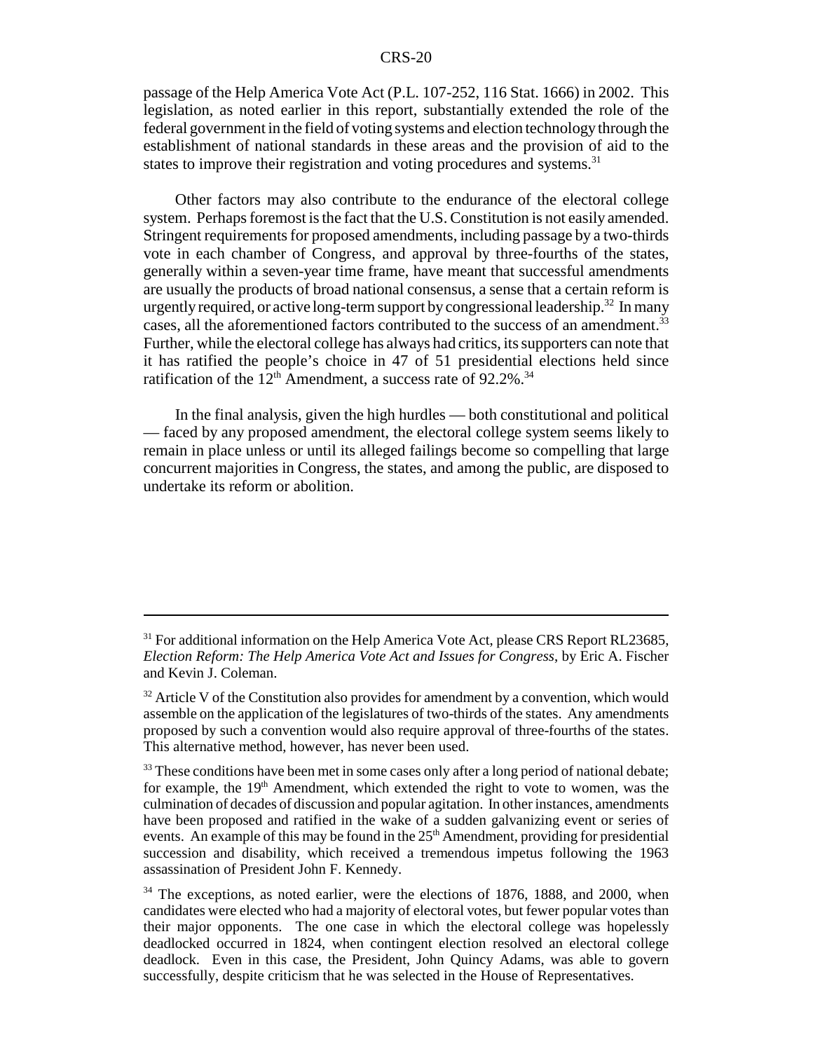passage of the Help America Vote Act (P.L. 107-252, 116 Stat. 1666) in 2002. This legislation, as noted earlier in this report, substantially extended the role of the federal government in the field of voting systems and election technology through the establishment of national standards in these areas and the provision of aid to the states to improve their registration and voting procedures and systems.[31]

Other factors may also contribute to the endurance of the electoral college system. Perhaps foremost is the fact that the U.S. Constitution is not easily amended. Stringent requirements for proposed amendments, including passage by a two-thirds vote in each chamber of Congress, and approval by three-fourths of the states, generally within a seven-year time frame, have meant that successful amendments are usually the products of broad national consensus, a sense that a certain reform is urgently required, or active long-term support by congressional leadership.[32] In many cases, all the aforementioned factors contributed to the success of an amendment.[33] Further, while the electoral college has always had critics, its supporters can note that it has ratified the people's choice in 47 of 51 presidential elections held since ratification of the 12th Amendment, a success rate of 92.2%.[34]

In the final analysis, given the high hurdles — both constitutional and political — faced by any proposed amendment, the electoral college system seems likely to remain in place unless or until its alleged failings become so compelling that large concurrent majorities in Congress, the states, and among the public, are disposed to undertake its reform or abolition.

---

[31] For additional information on the Help America Vote Act, please CRS Report RL23685, *Election Reform: The Help America Vote Act and Issues for Congress*, by Eric A. Fischer and Kevin J. Coleman.

[32] Article V of the Constitution also provides for amendment by a convention, which would assemble on the application of the legislatures of two-thirds of the states. Any amendments proposed by such a convention would also require approval of three-fourths of the states. This alternative method, however, has never been used.

[33] These conditions have been met in some cases only after a long period of national debate; for example, the 19th Amendment, which extended the right to vote to women, was the culmination of decades of discussion and popular agitation. In other instances, amendments have been proposed and ratified in the wake of a sudden galvanizing event or series of events. An example of this may be found in the 25th Amendment, providing for presidential succession and disability, which received a tremendous impetus following the 1963 assassination of President John F. Kennedy.

[34] The exceptions, as noted earlier, were the elections of 1876, 1888, and 2000, when candidates were elected who had a majority of electoral votes, but fewer popular votes than their major opponents. The one case in which the electoral college was hopelessly deadlocked occurred in 1824, when contingent election resolved an electoral college deadlock. Even in this case, the President, John Quincy Adams, was able to govern successfully, despite criticism that he was selected in the House of Representatives.